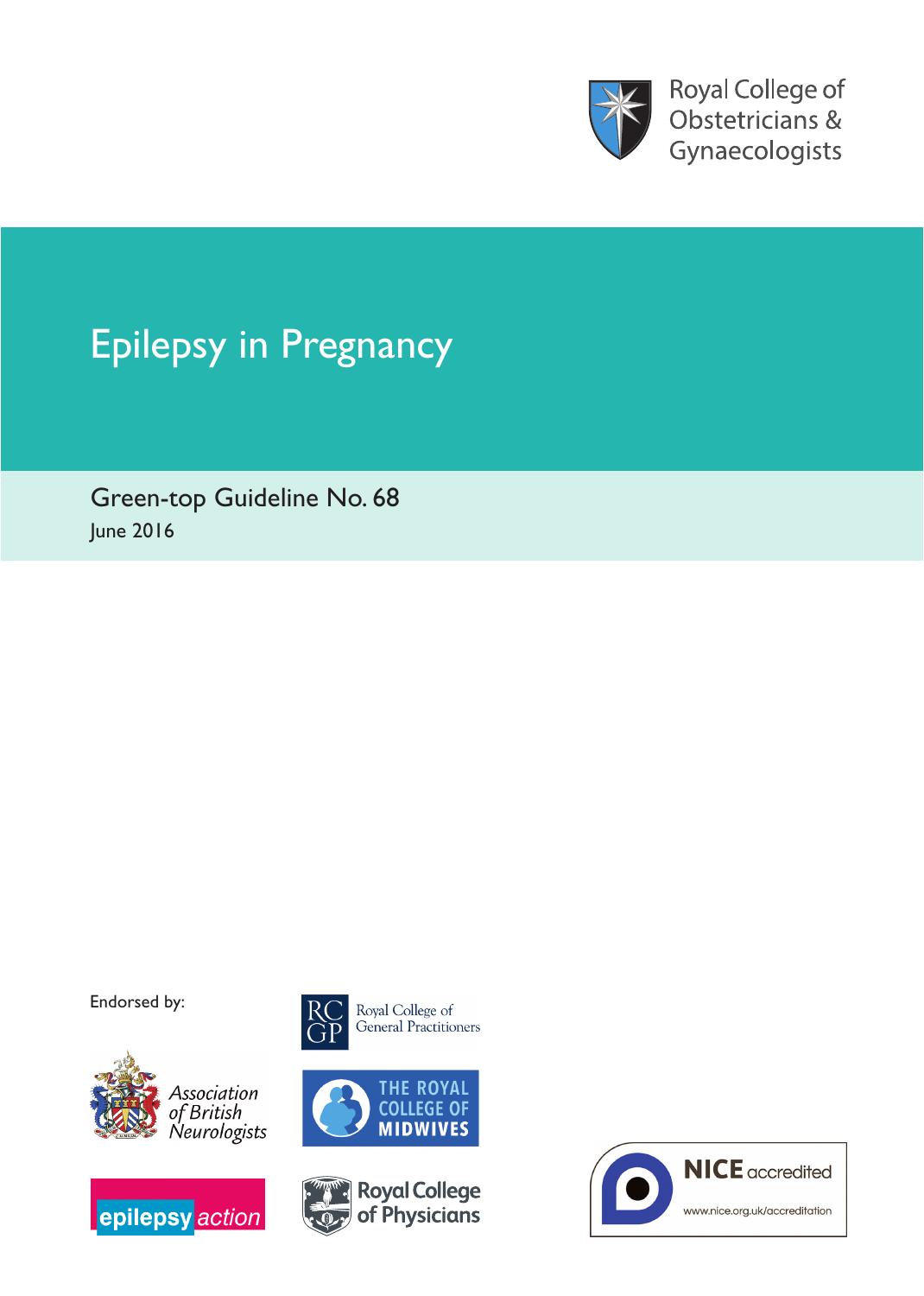Royal College of Obstetricians & Gynaecologists

# Epilepsy in Pregnancy

Green-top Guideline No. 68

June 2016

Endorsed by:

Royal College of General Practitioners

Association of British Neurologists

The Royal College of Midwives

epilepsy action

Royal College of Physicians

NICE accredited

www.nice.org.uk/accreditation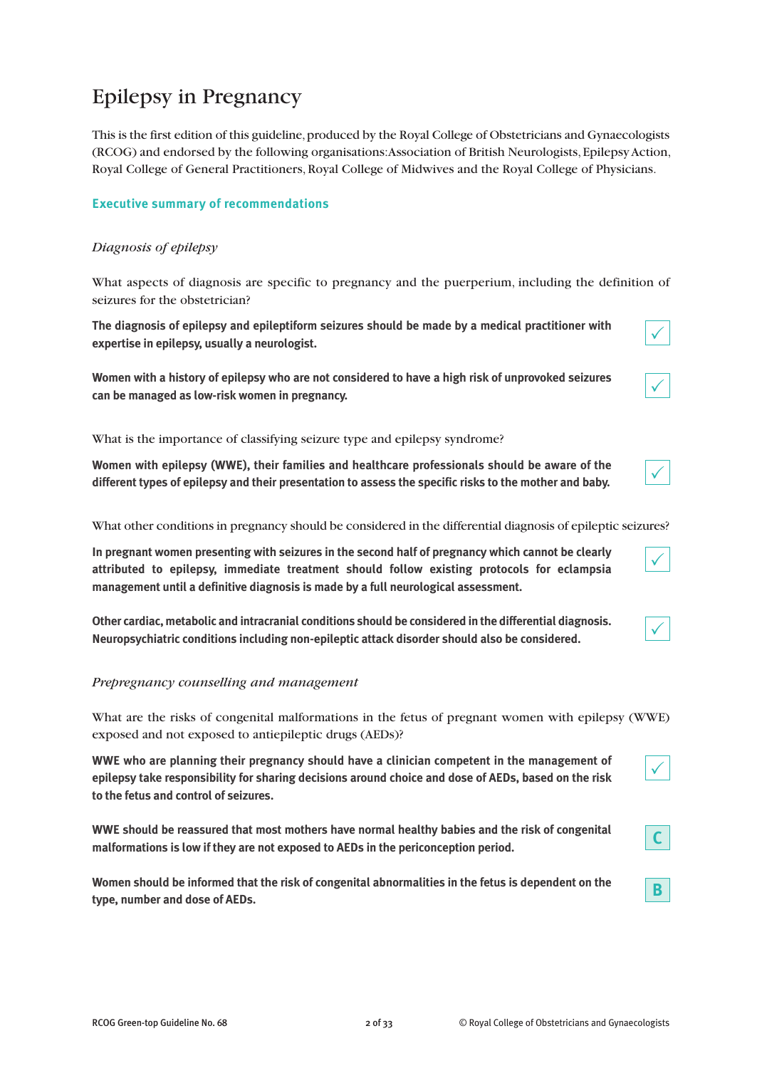# Epilepsy in Pregnancy

This is the first edition of this guideline, produced by the Royal College of Obstetricians and Gynaecologists (RCOG) and endorsed by the following organisations: Association of British Neurologists, Epilepsy Action, Royal College of General Practitioners, Royal College of Midwives and the Royal College of Physicians.

## Executive summary of recommendations

### *Diagnosis of epilepsy*

What aspects of diagnosis are specific to pregnancy and the puerperium, including the definition of seizures for the obstetrician?

**The diagnosis of epilepsy and epileptiform seizures should be made by a medical practitioner with expertise in epilepsy, usually a neurologist.** ✓

**Women with a history of epilepsy who are not considered to have a high risk of unprovoked seizures can be managed as low-risk women in pregnancy.** ✓

What is the importance of classifying seizure type and epilepsy syndrome?

**Women with epilepsy (WWE), their families and healthcare professionals should be aware of the different types of epilepsy and their presentation to assess the specific risks to the mother and baby.** ✓

What other conditions in pregnancy should be considered in the differential diagnosis of epileptic seizures?

**In pregnant women presenting with seizures in the second half of pregnancy which cannot be clearly attributed to epilepsy, immediate treatment should follow existing protocols for eclampsia management until a definitive diagnosis is made by a full neurological assessment.** ✓

**Other cardiac, metabolic and intracranial conditions should be considered in the differential diagnosis. Neuropsychiatric conditions including non-epileptic attack disorder should also be considered.** ✓

### *Prepregnancy counselling and management*

What are the risks of congenital malformations in the fetus of pregnant women with epilepsy (WWE) exposed and not exposed to antiepileptic drugs (AEDs)?

**WWE who are planning their pregnancy should have a clinician competent in the management of epilepsy take responsibility for sharing decisions around choice and dose of AEDs, based on the risk to the fetus and control of seizures.** ✓

**WWE should be reassured that most mothers have normal healthy babies and the risk of congenital malformations is low if they are not exposed to AEDs in the periconception period.** C

**Women should be informed that the risk of congenital abnormalities in the fetus is dependent on the type, number and dose of AEDs.** B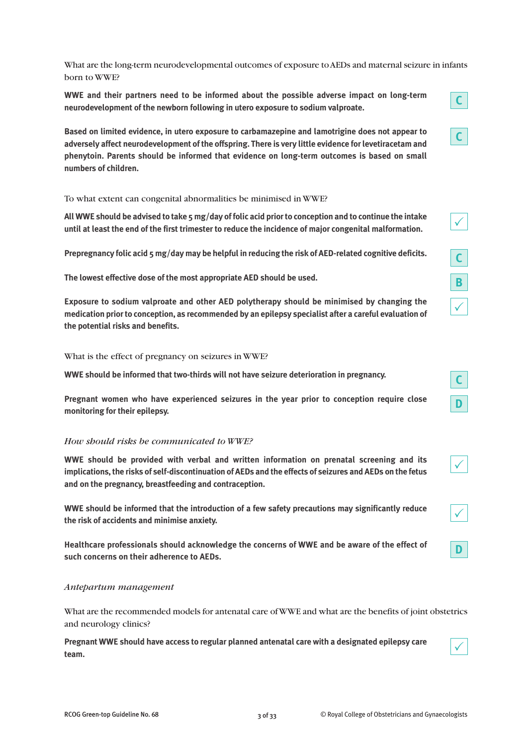What are the long-term neurodevelopmental outcomes of exposure to AEDs and maternal seizure in infants born to WWE?

**WWE and their partners need to be informed about the possible adverse impact on long-term neurodevelopment of the newborn following in utero exposure to sodium valproate.** C

**Based on limited evidence, in utero exposure to carbamazepine and lamotrigine does not appear to adversely affect neurodevelopment of the offspring. There is very little evidence for levetiracetam and phenytoin. Parents should be informed that evidence on long-term outcomes is based on small numbers of children.** C

To what extent can congenital abnormalities be minimised in WWE?

**All WWE should be advised to take 5 mg/day of folic acid prior to conception and to continue the intake until at least the end of the first trimester to reduce the incidence of major congenital malformation.** ✓

**Prepregnancy folic acid 5 mg/day may be helpful in reducing the risk of AED-related cognitive deficits.** C

**The lowest effective dose of the most appropriate AED should be used.** B

**Exposure to sodium valproate and other AED polytherapy should be minimised by changing the medication prior to conception, as recommended by an epilepsy specialist after a careful evaluation of the potential risks and benefits.** ✓

What is the effect of pregnancy on seizures in WWE?

**WWE should be informed that two-thirds will not have seizure deterioration in pregnancy.** C

**Pregnant women who have experienced seizures in the year prior to conception require close monitoring for their epilepsy.** D

*How should risks be communicated to WWE?*

**WWE should be provided with verbal and written information on prenatal screening and its implications, the risks of self-discontinuation of AEDs and the effects of seizures and AEDs on the fetus and on the pregnancy, breastfeeding and contraception.** ✓

**WWE should be informed that the introduction of a few safety precautions may significantly reduce the risk of accidents and minimise anxiety.** ✓

**Healthcare professionals should acknowledge the concerns of WWE and be aware of the effect of such concerns on their adherence to AEDs.** D

*Antepartum management*

What are the recommended models for antenatal care of WWE and what are the benefits of joint obstetrics and neurology clinics?

**Pregnant WWE should have access to regular planned antenatal care with a designated epilepsy care team.** ✓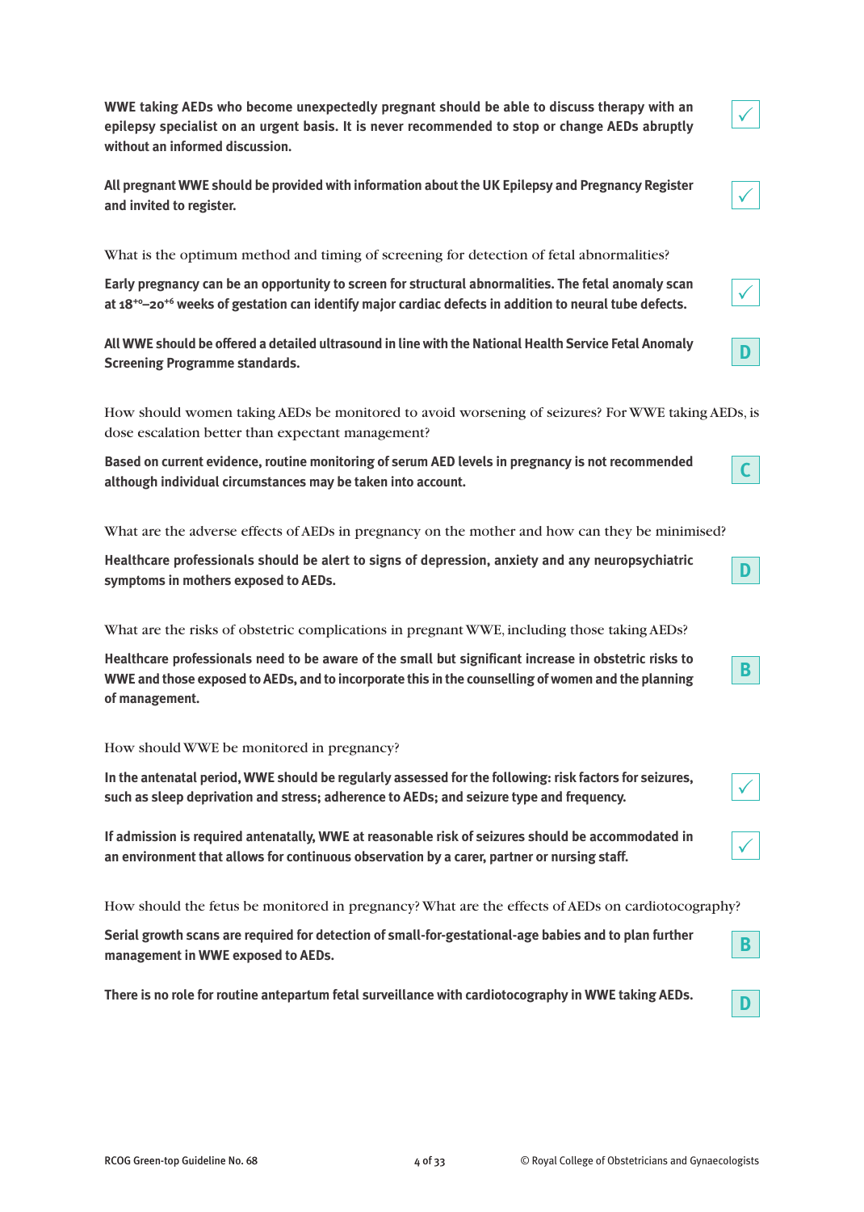**WWE taking AEDs who become unexpectedly pregnant should be able to discuss therapy with an epilepsy specialist on an urgent basis. It is never recommended to stop or change AEDs abruptly without an informed discussion.** ✓

**All pregnant WWE should be provided with information about the UK Epilepsy and Pregnancy Register and invited to register.** ✓

What is the optimum method and timing of screening for detection of fetal abnormalities?

**Early pregnancy can be an opportunity to screen for structural abnormalities. The fetal anomaly scan at $18^{+0}$–$20^{+6}$ weeks of gestation can identify major cardiac defects in addition to neural tube defects.** ✓

**All WWE should be offered a detailed ultrasound in line with the National Health Service Fetal Anomaly Screening Programme standards.** D

How should women taking AEDs be monitored to avoid worsening of seizures? For WWE taking AEDs, is dose escalation better than expectant management?

**Based on current evidence, routine monitoring of serum AED levels in pregnancy is not recommended although individual circumstances may be taken into account.** C

What are the adverse effects of AEDs in pregnancy on the mother and how can they be minimised?

**Healthcare professionals should be alert to signs of depression, anxiety and any neuropsychiatric symptoms in mothers exposed to AEDs.** D

What are the risks of obstetric complications in pregnant WWE, including those taking AEDs?

**Healthcare professionals need to be aware of the small but significant increase in obstetric risks to WWE and those exposed to AEDs, and to incorporate this in the counselling of women and the planning of management.** B

How should WWE be monitored in pregnancy?

**In the antenatal period, WWE should be regularly assessed for the following: risk factors for seizures, such as sleep deprivation and stress; adherence to AEDs; and seizure type and frequency.** ✓

**If admission is required antenatally, WWE at reasonable risk of seizures should be accommodated in an environment that allows for continuous observation by a carer, partner or nursing staff.** ✓

How should the fetus be monitored in pregnancy? What are the effects of AEDs on cardiotocography?

**Serial growth scans are required for detection of small-for-gestational-age babies and to plan further management in WWE exposed to AEDs.** B

**There is no role for routine antepartum fetal surveillance with cardiotocography in WWE taking AEDs.** D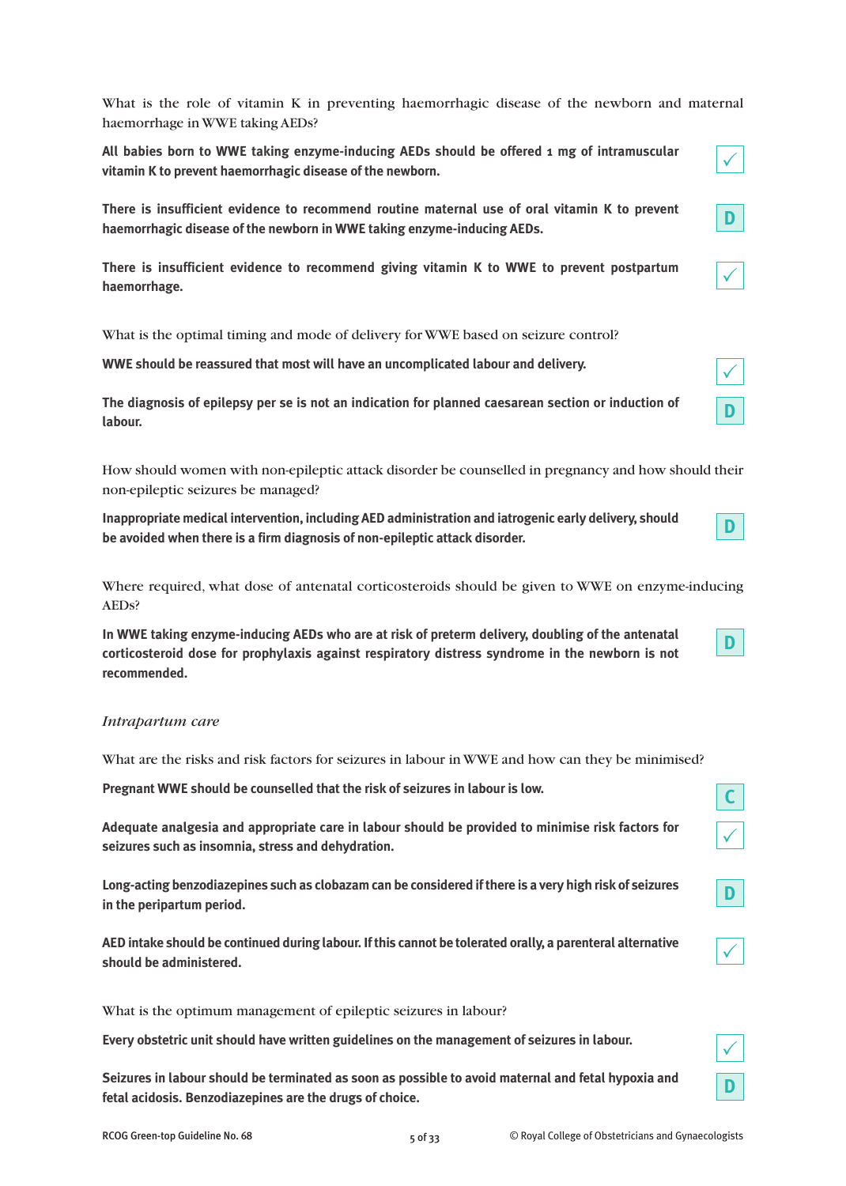What is the role of vitamin K in preventing haemorrhagic disease of the newborn and maternal haemorrhage in WWE taking AEDs?

**All babies born to WWE taking enzyme-inducing AEDs should be offered 1 mg of intramuscular vitamin K to prevent haemorrhagic disease of the newborn.** ✓

**There is insufficient evidence to recommend routine maternal use of oral vitamin K to prevent haemorrhagic disease of the newborn in WWE taking enzyme-inducing AEDs.** D

**There is insufficient evidence to recommend giving vitamin K to WWE to prevent postpartum haemorrhage.** ✓

What is the optimal timing and mode of delivery for WWE based on seizure control?

**WWE should be reassured that most will have an uncomplicated labour and delivery.** ✓

**The diagnosis of epilepsy per se is not an indication for planned caesarean section or induction of labour.** D

How should women with non-epileptic attack disorder be counselled in pregnancy and how should their non-epileptic seizures be managed?

**Inappropriate medical intervention, including AED administration and iatrogenic early delivery, should be avoided when there is a firm diagnosis of non-epileptic attack disorder.** D

Where required, what dose of antenatal corticosteroids should be given to WWE on enzyme-inducing AEDs?

**In WWE taking enzyme-inducing AEDs who are at risk of preterm delivery, doubling of the antenatal corticosteroid dose for prophylaxis against respiratory distress syndrome in the newborn is not recommended.** D

### *Intrapartum care*

What are the risks and risk factors for seizures in labour in WWE and how can they be minimised?

**Pregnant WWE should be counselled that the risk of seizures in labour is low.** C

**Adequate analgesia and appropriate care in labour should be provided to minimise risk factors for seizures such as insomnia, stress and dehydration.** ✓

**Long-acting benzodiazepines such as clobazam can be considered if there is a very high risk of seizures in the peripartum period.** D

**AED intake should be continued during labour. If this cannot be tolerated orally, a parenteral alternative should be administered.** ✓

What is the optimum management of epileptic seizures in labour?

**Every obstetric unit should have written guidelines on the management of seizures in labour.** ✓

**Seizures in labour should be terminated as soon as possible to avoid maternal and fetal hypoxia and fetal acidosis. Benzodiazepines are the drugs of choice.** D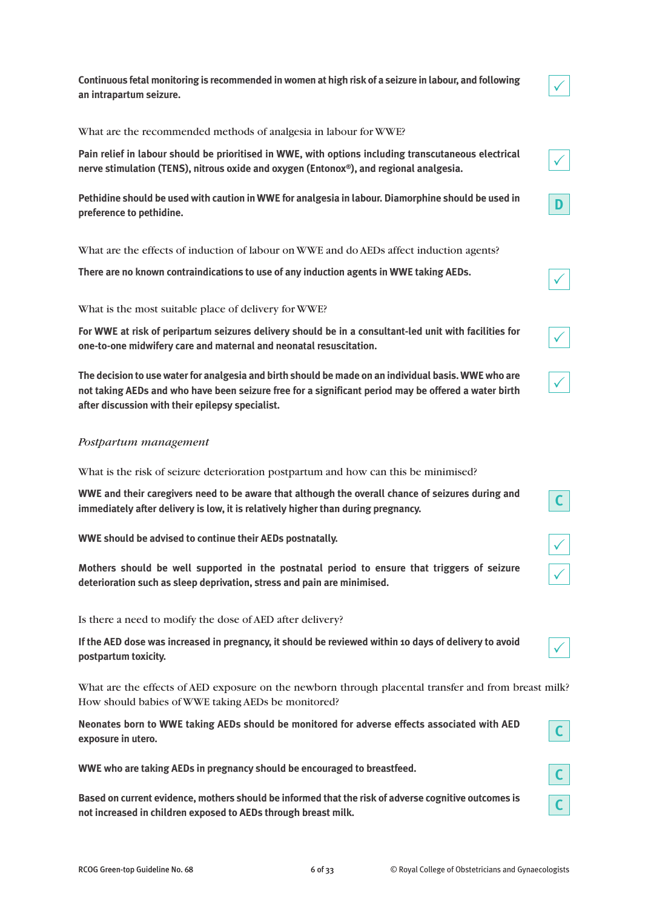**Continuous fetal monitoring is recommended in women at high risk of a seizure in labour, and following an intrapartum seizure.** ✓

What are the recommended methods of analgesia in labour for WWE?

**Pain relief in labour should be prioritised in WWE, with options including transcutaneous electrical nerve stimulation (TENS), nitrous oxide and oxygen (Entonox®), and regional analgesia.** ✓

**Pethidine should be used with caution in WWE for analgesia in labour. Diamorphine should be used in preference to pethidine.** D

What are the effects of induction of labour on WWE and do AEDs affect induction agents?

**There are no known contraindications to use of any induction agents in WWE taking AEDs.** ✓

What is the most suitable place of delivery for WWE?

**For WWE at risk of peripartum seizures delivery should be in a consultant-led unit with facilities for one-to-one midwifery care and maternal and neonatal resuscitation.** ✓

**The decision to use water for analgesia and birth should be made on an individual basis. WWE who are not taking AEDs and who have been seizure free for a significant period may be offered a water birth after discussion with their epilepsy specialist.** ✓

*Postpartum management*

What is the risk of seizure deterioration postpartum and how can this be minimised?

**WWE and their caregivers need to be aware that although the overall chance of seizures during and immediately after delivery is low, it is relatively higher than during pregnancy.** C

**WWE should be advised to continue their AEDs postnatally.** ✓

**Mothers should be well supported in the postnatal period to ensure that triggers of seizure deterioration such as sleep deprivation, stress and pain are minimised.** ✓

Is there a need to modify the dose of AED after delivery?

**If the AED dose was increased in pregnancy, it should be reviewed within 10 days of delivery to avoid postpartum toxicity.** ✓

What are the effects of AED exposure on the newborn through placental transfer and from breast milk? How should babies of WWE taking AEDs be monitored?

**Neonates born to WWE taking AEDs should be monitored for adverse effects associated with AED exposure in utero.** C

**WWE who are taking AEDs in pregnancy should be encouraged to breastfeed.** C

**Based on current evidence, mothers should be informed that the risk of adverse cognitive outcomes is not increased in children exposed to AEDs through breast milk.** C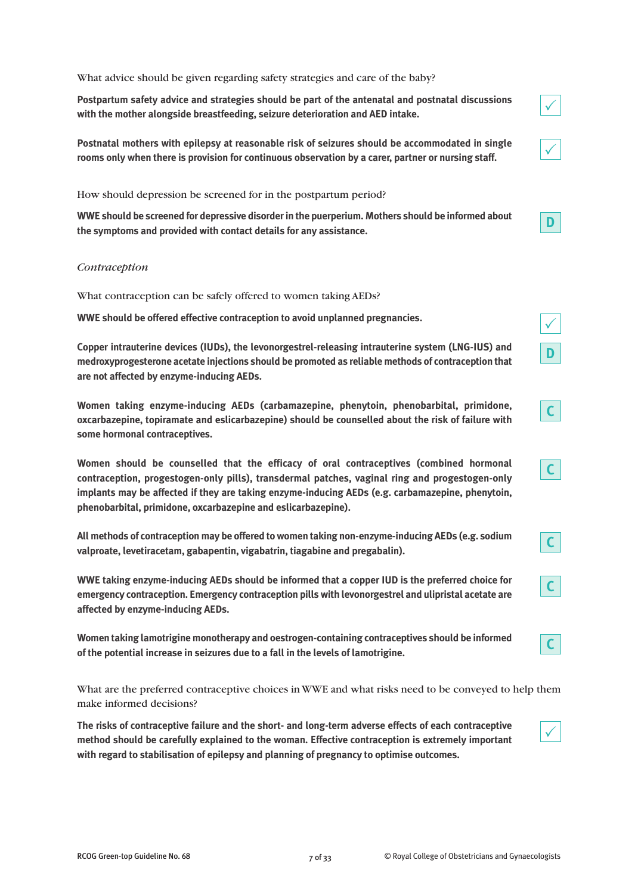What advice should be given regarding safety strategies and care of the baby?

**Postpartum safety advice and strategies should be part of the antenatal and postnatal discussions with the mother alongside breastfeeding, seizure deterioration and AED intake.** ✓

**Postnatal mothers with epilepsy at reasonable risk of seizures should be accommodated in single rooms only when there is provision for continuous observation by a carer, partner or nursing staff.** ✓

How should depression be screened for in the postpartum period?

**WWE should be screened for depressive disorder in the puerperium. Mothers should be informed about the symptoms and provided with contact details for any assistance.** D

*Contraception*

What contraception can be safely offered to women taking AEDs?

**WWE should be offered effective contraception to avoid unplanned pregnancies.** ✓

**Copper intrauterine devices (IUDs), the levonorgestrel-releasing intrauterine system (LNG-IUS) and medroxyprogesterone acetate injections should be promoted as reliable methods of contraception that are not affected by enzyme-inducing AEDs.** D

**Women taking enzyme-inducing AEDs (carbamazepine, phenytoin, phenobarbital, primidone, oxcarbazepine, topiramate and eslicarbazepine) should be counselled about the risk of failure with some hormonal contraceptives.** C

**Women should be counselled that the efficacy of oral contraceptives (combined hormonal contraception, progestogen-only pills), transdermal patches, vaginal ring and progestogen-only implants may be affected if they are taking enzyme-inducing AEDs (e.g. carbamazepine, phenytoin, phenobarbital, primidone, oxcarbazepine and eslicarbazepine).** C

**All methods of contraception may be offered to women taking non-enzyme-inducing AEDs (e.g. sodium valproate, levetiracetam, gabapentin, vigabatrin, tiagabine and pregabalin).** C

**WWE taking enzyme-inducing AEDs should be informed that a copper IUD is the preferred choice for emergency contraception. Emergency contraception pills with levonorgestrel and ulipristal acetate are affected by enzyme-inducing AEDs.** C

**Women taking lamotrigine monotherapy and oestrogen-containing contraceptives should be informed of the potential increase in seizures due to a fall in the levels of lamotrigine.** C

What are the preferred contraceptive choices in WWE and what risks need to be conveyed to help them make informed decisions?

**The risks of contraceptive failure and the short- and long-term adverse effects of each contraceptive method should be carefully explained to the woman. Effective contraception is extremely important with regard to stabilisation of epilepsy and planning of pregnancy to optimise outcomes.** ✓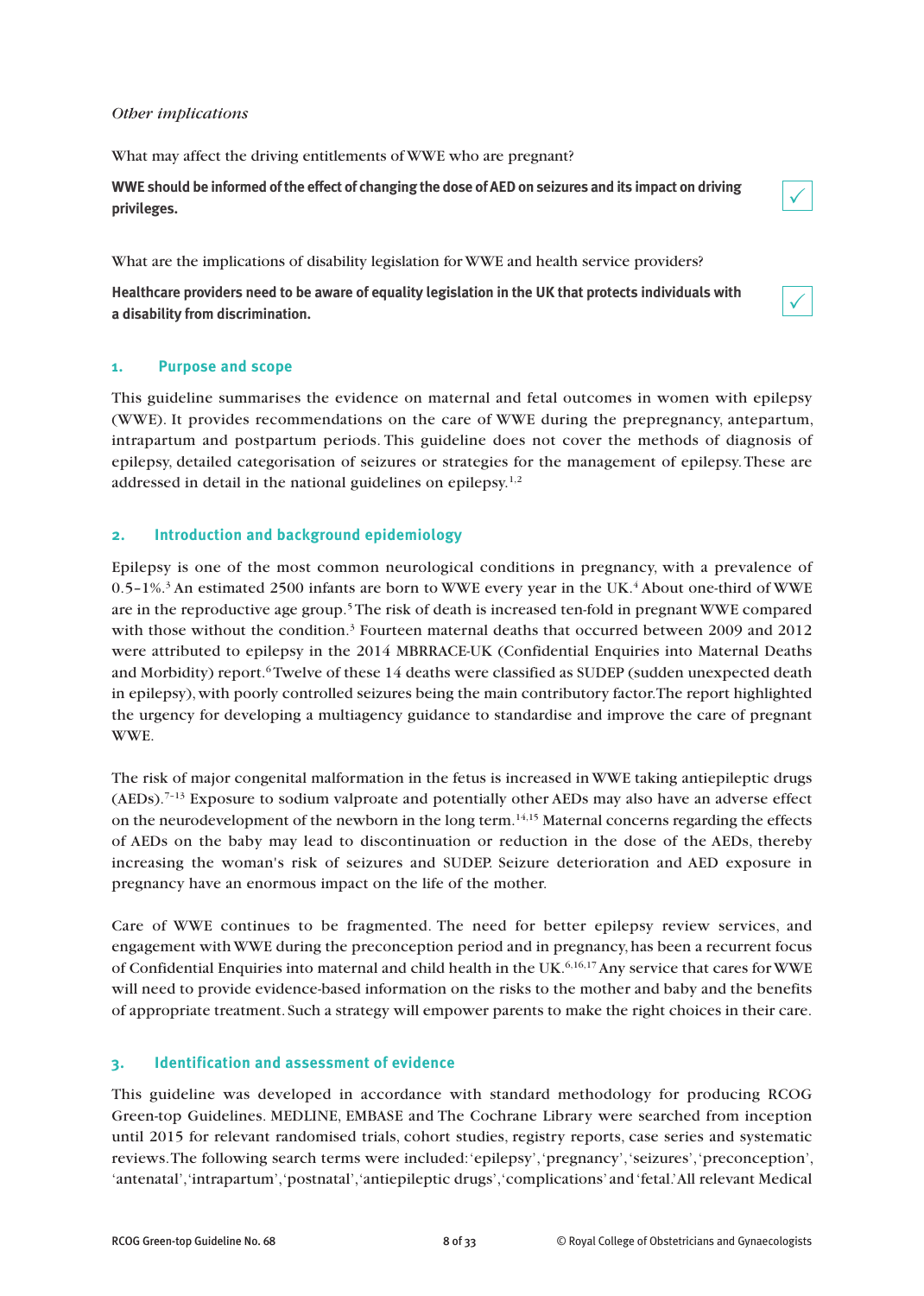*Other implications*

What may affect the driving entitlements of WWE who are pregnant?

**WWE should be informed of the effect of changing the dose of AED on seizures and its impact on driving privileges.** ✓

What are the implications of disability legislation for WWE and health service providers?

**Healthcare providers need to be aware of equality legislation in the UK that protects individuals with a disability from discrimination.** ✓

## 1. Purpose and scope

This guideline summarises the evidence on maternal and fetal outcomes in women with epilepsy (WWE). It provides recommendations on the care of WWE during the prepregnancy, antepartum, intrapartum and postpartum periods. This guideline does not cover the methods of diagnosis of epilepsy, detailed categorisation of seizures or strategies for the management of epilepsy. These are addressed in detail in the national guidelines on epilepsy.[1,2]

## 2. Introduction and background epidemiology

Epilepsy is one of the most common neurological conditions in pregnancy, with a prevalence of 0.5–1%.[3] An estimated 2500 infants are born to WWE every year in the UK.[4] About one-third of WWE are in the reproductive age group.[5] The risk of death is increased ten-fold in pregnant WWE compared with those without the condition.[3] Fourteen maternal deaths that occurred between 2009 and 2012 were attributed to epilepsy in the 2014 MBRRACE-UK (Confidential Enquiries into Maternal Deaths and Morbidity) report.[6] Twelve of these 14 deaths were classified as SUDEP (sudden unexpected death in epilepsy), with poorly controlled seizures being the main contributory factor. The report highlighted the urgency for developing a multiagency guidance to standardise and improve the care of pregnant WWE.

The risk of major congenital malformation in the fetus is increased in WWE taking antiepileptic drugs (AEDs).[7–13] Exposure to sodium valproate and potentially other AEDs may also have an adverse effect on the neurodevelopment of the newborn in the long term.[14,15] Maternal concerns regarding the effects of AEDs on the baby may lead to discontinuation or reduction in the dose of the AEDs, thereby increasing the woman's risk of seizures and SUDEP. Seizure deterioration and AED exposure in pregnancy have an enormous impact on the life of the mother.

Care of WWE continues to be fragmented. The need for better epilepsy review services, and engagement with WWE during the preconception period and in pregnancy, has been a recurrent focus of Confidential Enquiries into maternal and child health in the UK.[6,16,17] Any service that cares for WWE will need to provide evidence-based information on the risks to the mother and baby and the benefits of appropriate treatment. Such a strategy will empower parents to make the right choices in their care.

## 3. Identification and assessment of evidence

This guideline was developed in accordance with standard methodology for producing RCOG Green-top Guidelines. MEDLINE, EMBASE and The Cochrane Library were searched from inception until 2015 for relevant randomised trials, cohort studies, registry reports, case series and systematic reviews. The following search terms were included: 'epilepsy', 'pregnancy', 'seizures', 'preconception', 'antenatal', 'intrapartum', 'postnatal', 'antiepileptic drugs', 'complications' and 'fetal.' All relevant Medical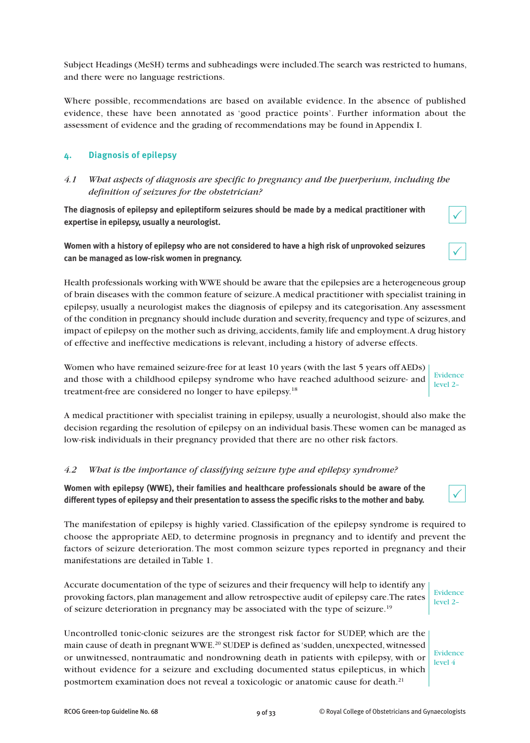Subject Headings (MeSH) terms and subheadings were included. The search was restricted to humans, and there were no language restrictions.

Where possible, recommendations are based on available evidence. In the absence of published evidence, these have been annotated as 'good practice points'. Further information about the assessment of evidence and the grading of recommendations may be found in Appendix I.

## 4. Diagnosis of epilepsy

### *4.1 What aspects of diagnosis are specific to pregnancy and the puerperium, including the definition of seizures for the obstetrician?*

**The diagnosis of epilepsy and epileptiform seizures should be made by a medical practitioner with expertise in epilepsy, usually a neurologist.** ✓

**Women with a history of epilepsy who are not considered to have a high risk of unprovoked seizures can be managed as low-risk women in pregnancy.** ✓

Health professionals working with WWE should be aware that the epilepsies are a heterogeneous group of brain diseases with the common feature of seizure. A medical practitioner with specialist training in epilepsy, usually a neurologist makes the diagnosis of epilepsy and its categorisation. Any assessment of the condition in pregnancy should include duration and severity, frequency and type of seizures, and impact of epilepsy on the mother such as driving, accidents, family life and employment. A drug history of effective and ineffective medications is relevant, including a history of adverse effects.

Women who have remained seizure-free for at least 10 years (with the last 5 years off AEDs) and those with a childhood epilepsy syndrome who have reached adulthood seizure- and treatment-free are considered no longer to have epilepsy.[18]

Evidence level 2–

A medical practitioner with specialist training in epilepsy, usually a neurologist, should also make the decision regarding the resolution of epilepsy on an individual basis. These women can be managed as low-risk individuals in their pregnancy provided that there are no other risk factors.

### *4.2 What is the importance of classifying seizure type and epilepsy syndrome?*

**Women with epilepsy (WWE), their families and healthcare professionals should be aware of the different types of epilepsy and their presentation to assess the specific risks to the mother and baby.** ✓

The manifestation of epilepsy is highly varied. Classification of the epilepsy syndrome is required to choose the appropriate AED, to determine prognosis in pregnancy and to identify and prevent the factors of seizure deterioration. The most common seizure types reported in pregnancy and their manifestations are detailed in Table 1.

Accurate documentation of the type of seizures and their frequency will help to identify any provoking factors, plan management and allow retrospective audit of epilepsy care. The rates of seizure deterioration in pregnancy may be associated with the type of seizure.[19]

Evidence level 2–

Uncontrolled tonic-clonic seizures are the strongest risk factor for SUDEP, which are the main cause of death in pregnant WWE.[20] SUDEP is defined as 'sudden, unexpected, witnessed or unwitnessed, nontraumatic and nondrowning death in patients with epilepsy, with or without evidence for a seizure and excluding documented status epilepticus, in which postmortem examination does not reveal a toxicologic or anatomic cause for death.[21]

Evidence level 4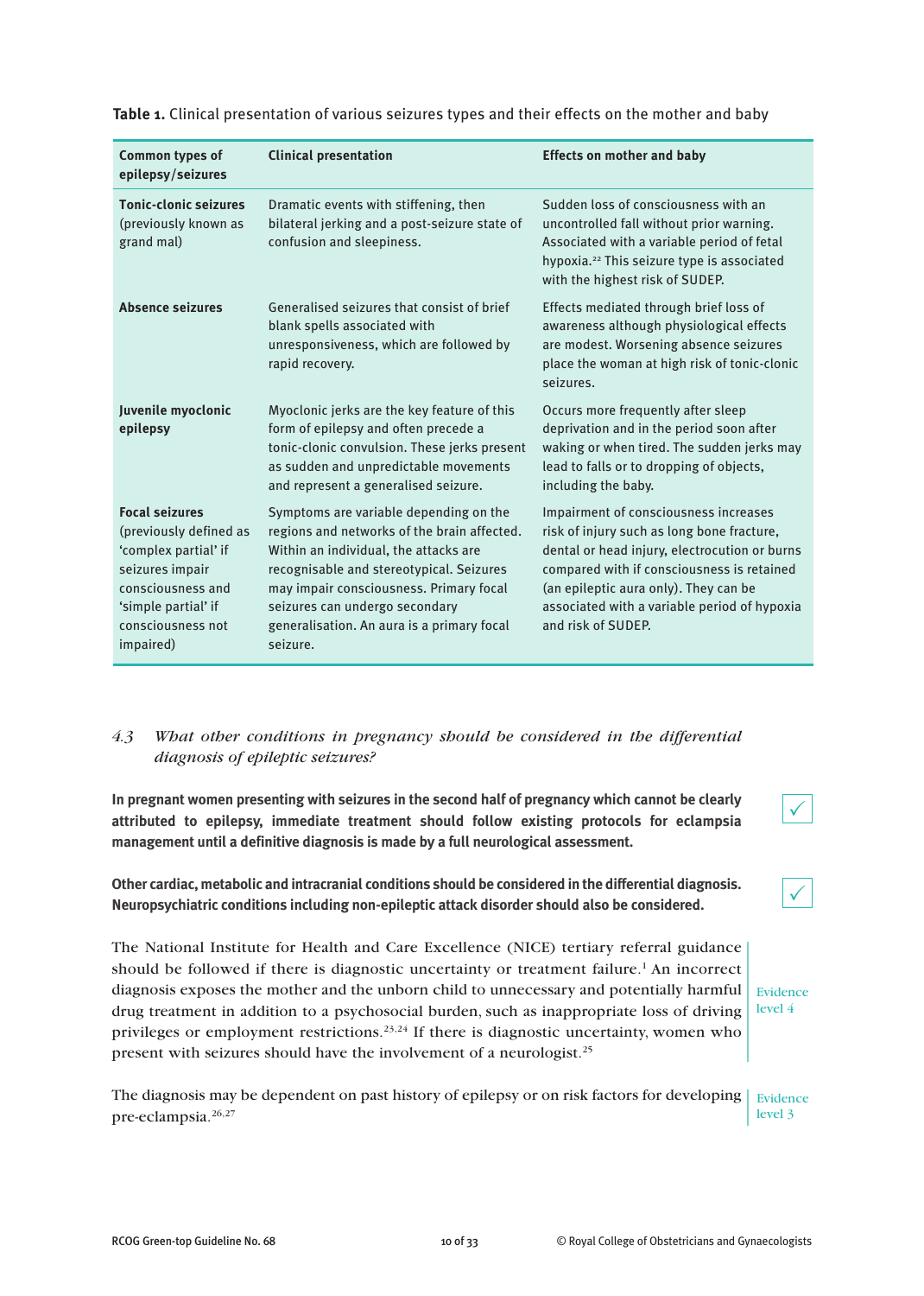**Table 1.** Clinical presentation of various seizures types and their effects on the mother and baby

| Common types of epilepsy/seizures | Clinical presentation | Effects on mother and baby |
|---|---|---|
| **Tonic-clonic seizures** (previously known as grand mal) | Dramatic events with stiffening, then bilateral jerking and a post-seizure state of confusion and sleepiness. | Sudden loss of consciousness with an uncontrolled fall without prior warning. Associated with a variable period of fetal hypoxia.[22] This seizure type is associated with the highest risk of SUDEP. |
| **Absence seizures** | Generalised seizures that consist of brief blank spells associated with unresponsiveness, which are followed by rapid recovery. | Effects mediated through brief loss of awareness although physiological effects are modest. Worsening absence seizures place the woman at high risk of tonic-clonic seizures. |
| **Juvenile myoclonic epilepsy** | Myoclonic jerks are the key feature of this form of epilepsy and often precede a tonic-clonic convulsion. These jerks present as sudden and unpredictable movements and represent a generalised seizure. | Occurs more frequently after sleep deprivation and in the period soon after waking or when tired. The sudden jerks may lead to falls or to dropping of objects, including the baby. |
| **Focal seizures** (previously defined as 'complex partial' if seizures impair consciousness and 'simple partial' if consciousness not impaired) | Symptoms are variable depending on the regions and networks of the brain affected. Within an individual, the attacks are recognisable and stereotypical. Seizures may impair consciousness. Primary focal seizures can undergo secondary generalisation. An aura is a primary focal seizure. | Impairment of consciousness increases risk of injury such as long bone fracture, dental or head injury, electrocution or burns compared with if consciousness is retained (an epileptic aura only). They can be associated with a variable period of hypoxia and risk of SUDEP. |

### *4.3 What other conditions in pregnancy should be considered in the differential diagnosis of epileptic seizures?*

**In pregnant women presenting with seizures in the second half of pregnancy which cannot be clearly attributed to epilepsy, immediate treatment should follow existing protocols for eclampsia management until a definitive diagnosis is made by a full neurological assessment.** ✓

**Other cardiac, metabolic and intracranial conditions should be considered in the differential diagnosis. Neuropsychiatric conditions including non-epileptic attack disorder should also be considered.** ✓

The National Institute for Health and Care Excellence (NICE) tertiary referral guidance should be followed if there is diagnostic uncertainty or treatment failure.[1] An incorrect diagnosis exposes the mother and the unborn child to unnecessary and potentially harmful drug treatment in addition to a psychosocial burden, such as inappropriate loss of driving privileges or employment restrictions.[23,24] If there is diagnostic uncertainty, women who present with seizures should have the involvement of a neurologist.[25]

Evidence level 4

The diagnosis may be dependent on past history of epilepsy or on risk factors for developing pre-eclampsia.[26,27]

Evidence level 3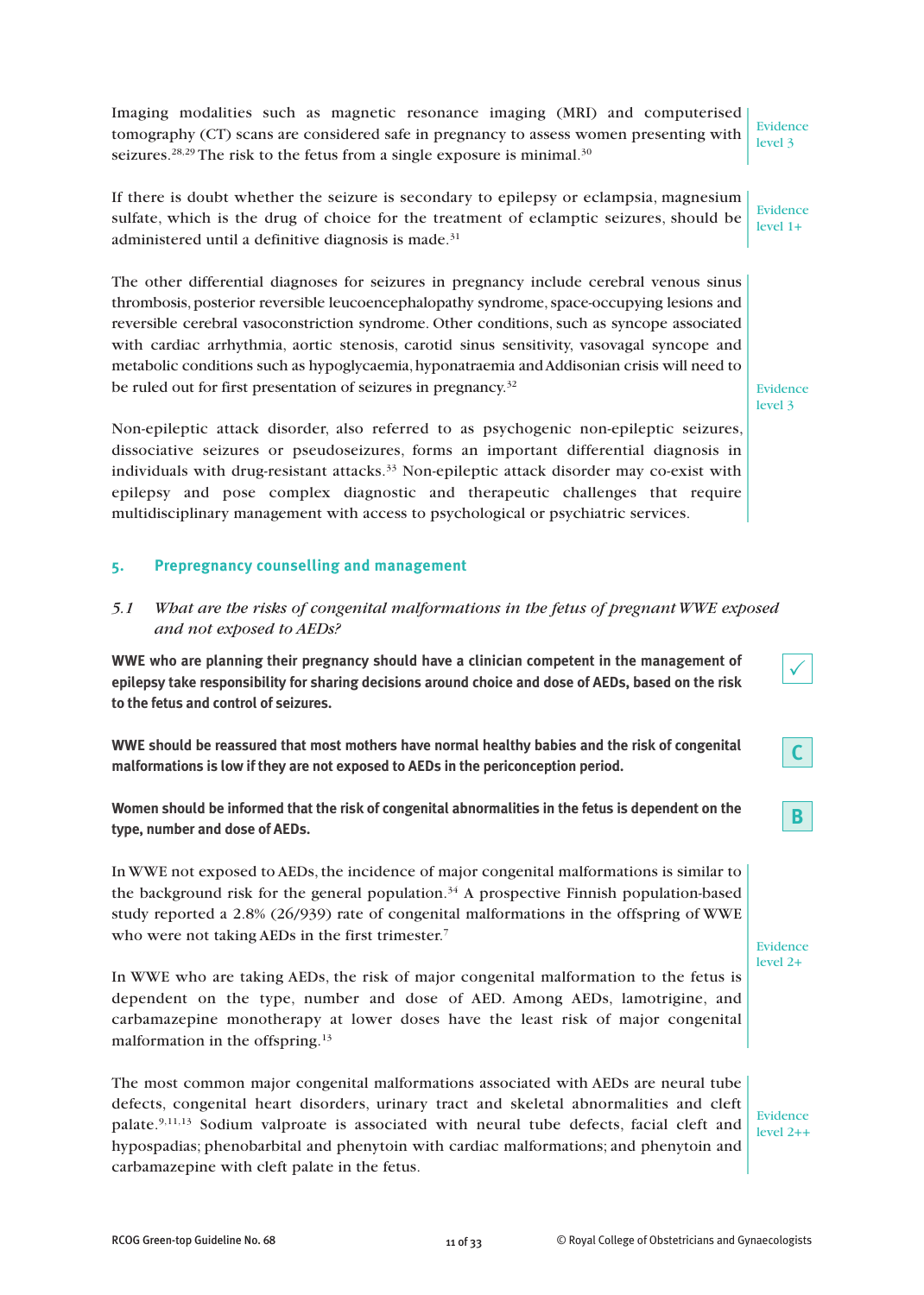Imaging modalities such as magnetic resonance imaging (MRI) and computerised tomography (CT) scans are considered safe in pregnancy to assess women presenting with seizures.[28,29] The risk to the fetus from a single exposure is minimal.[30]

Evidence level 3

If there is doubt whether the seizure is secondary to epilepsy or eclampsia, magnesium sulfate, which is the drug of choice for the treatment of eclamptic seizures, should be administered until a definitive diagnosis is made.[31]

Evidence level 1+

The other differential diagnoses for seizures in pregnancy include cerebral venous sinus thrombosis, posterior reversible leucoencephalopathy syndrome, space-occupying lesions and reversible cerebral vasoconstriction syndrome. Other conditions, such as syncope associated with cardiac arrhythmia, aortic stenosis, carotid sinus sensitivity, vasovagal syncope and metabolic conditions such as hypoglycaemia, hyponatraemia and Addisonian crisis will need to be ruled out for first presentation of seizures in pregnancy.[32]

Non-epileptic attack disorder, also referred to as psychogenic non-epileptic seizures, dissociative seizures or pseudoseizures, forms an important differential diagnosis in individuals with drug-resistant attacks.[33] Non-epileptic attack disorder may co-exist with epilepsy and pose complex diagnostic and therapeutic challenges that require multidisciplinary management with access to psychological or psychiatric services.

Evidence level 3

## 5. Prepregnancy counselling and management

### *5.1 What are the risks of congenital malformations in the fetus of pregnant WWE exposed and not exposed to AEDs?*

**WWE who are planning their pregnancy should have a clinician competent in the management of epilepsy take responsibility for sharing decisions around choice and dose of AEDs, based on the risk to the fetus and control of seizures.**

✓

**WWE should be reassured that most mothers have normal healthy babies and the risk of congenital malformations is low if they are not exposed to AEDs in the periconception period.**

C

**Women should be informed that the risk of congenital abnormalities in the fetus is dependent on the type, number and dose of AEDs.**

B

In WWE not exposed to AEDs, the incidence of major congenital malformations is similar to the background risk for the general population.[34] A prospective Finnish population-based study reported a 2.8% (26/939) rate of congenital malformations in the offspring of WWE who were not taking AEDs in the first trimester.[7]

In WWE who are taking AEDs, the risk of major congenital malformation to the fetus is dependent on the type, number and dose of AED. Among AEDs, lamotrigine, and carbamazepine monotherapy at lower doses have the least risk of major congenital malformation in the offspring.[13]

Evidence level 2+

The most common major congenital malformations associated with AEDs are neural tube defects, congenital heart disorders, urinary tract and skeletal abnormalities and cleft palate.[9,11,13] Sodium valproate is associated with neural tube defects, facial cleft and hypospadias; phenobarbital and phenytoin with cardiac malformations; and phenytoin and carbamazepine with cleft palate in the fetus.

Evidence level 2++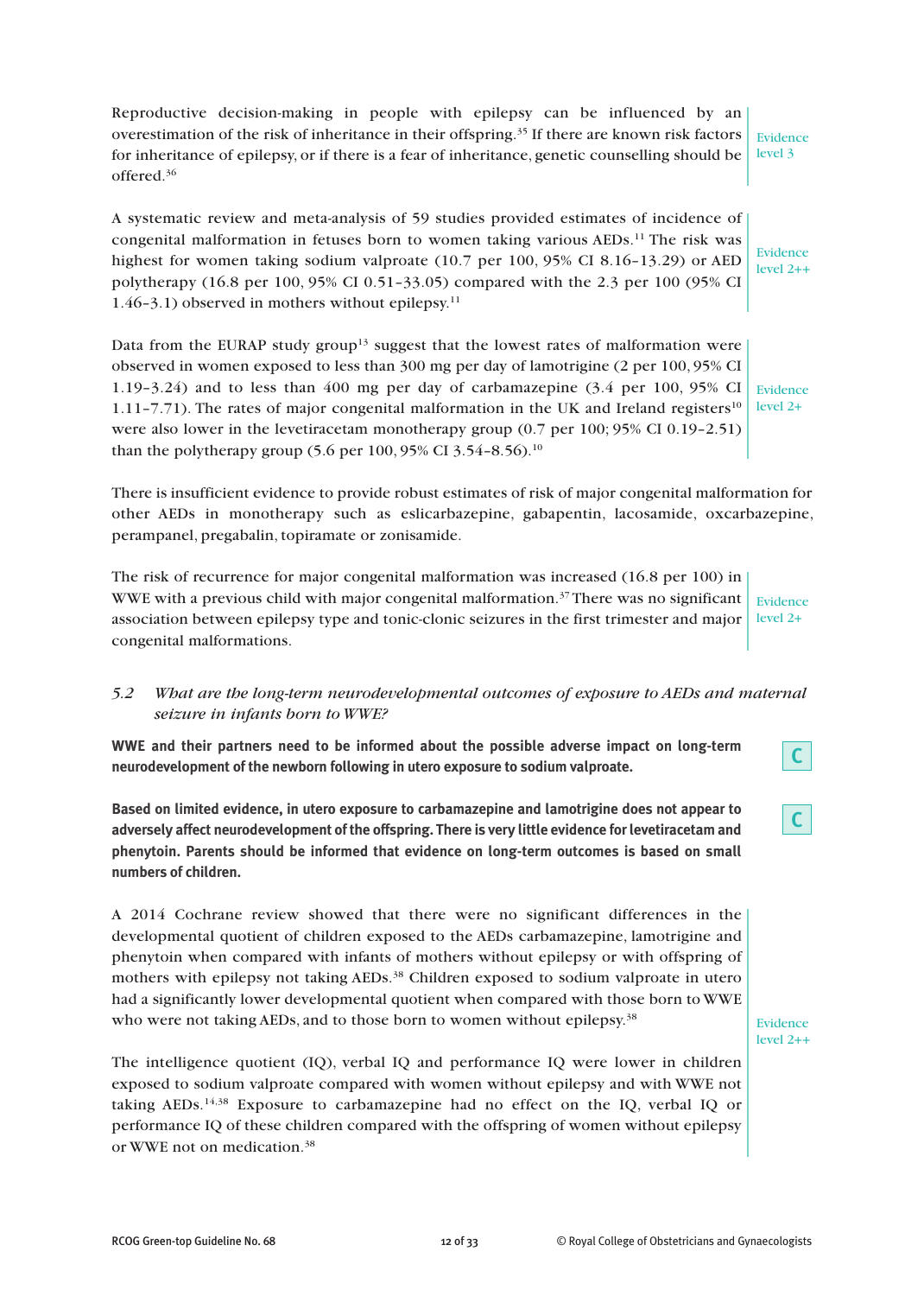Reproductive decision-making in people with epilepsy can be influenced by an overestimation of the risk of inheritance in their offspring.[35] If there are known risk factors for inheritance of epilepsy, or if there is a fear of inheritance, genetic counselling should be offered.[36]

Evidence level 3

A systematic review and meta-analysis of 59 studies provided estimates of incidence of congenital malformation in fetuses born to women taking various AEDs.[11] The risk was highest for women taking sodium valproate (10.7 per 100, 95% CI 8.16–13.29) or AED polytherapy (16.8 per 100, 95% CI 0.51–33.05) compared with the 2.3 per 100 (95% CI 1.46–3.1) observed in mothers without epilepsy.[11]

Evidence level 2++

Data from the EURAP study group[13] suggest that the lowest rates of malformation were observed in women exposed to less than 300 mg per day of lamotrigine (2 per 100, 95% CI 1.19–3.24) and to less than 400 mg per day of carbamazepine (3.4 per 100, 95% CI 1.11–7.71). The rates of major congenital malformation in the UK and Ireland registers[10] were also lower in the levetiracetam monotherapy group (0.7 per 100; 95% CI 0.19–2.51) than the polytherapy group (5.6 per 100, 95% CI 3.54–8.56).[10]

Evidence level 2+

There is insufficient evidence to provide robust estimates of risk of major congenital malformation for other AEDs in monotherapy such as eslicarbazepine, gabapentin, lacosamide, oxcarbazepine, perampanel, pregabalin, topiramate or zonisamide.

The risk of recurrence for major congenital malformation was increased (16.8 per 100) in WWE with a previous child with major congenital malformation.[37] There was no significant association between epilepsy type and tonic-clonic seizures in the first trimester and major congenital malformations.

Evidence level 2+

### 5.2 *What are the long-term neurodevelopmental outcomes of exposure to AEDs and maternal seizure in infants born to WWE?*

**WWE and their partners need to be informed about the possible adverse impact on long-term neurodevelopment of the newborn following in utero exposure to sodium valproate.**

**C**

**Based on limited evidence, in utero exposure to carbamazepine and lamotrigine does not appear to adversely affect neurodevelopment of the offspring. There is very little evidence for levetiracetam and phenytoin. Parents should be informed that evidence on long-term outcomes is based on small numbers of children.**

**C**

A 2014 Cochrane review showed that there were no significant differences in the developmental quotient of children exposed to the AEDs carbamazepine, lamotrigine and phenytoin when compared with infants of mothers without epilepsy or with offspring of mothers with epilepsy not taking AEDs.[38] Children exposed to sodium valproate in utero had a significantly lower developmental quotient when compared with those born to WWE who were not taking AEDs, and to those born to women without epilepsy.[38]

The intelligence quotient (IQ), verbal IQ and performance IQ were lower in children exposed to sodium valproate compared with women without epilepsy and with WWE not taking AEDs.[14,38] Exposure to carbamazepine had no effect on the IQ, verbal IQ or performance IQ of these children compared with the offspring of women without epilepsy or WWE not on medication.[38]

Evidence level 2++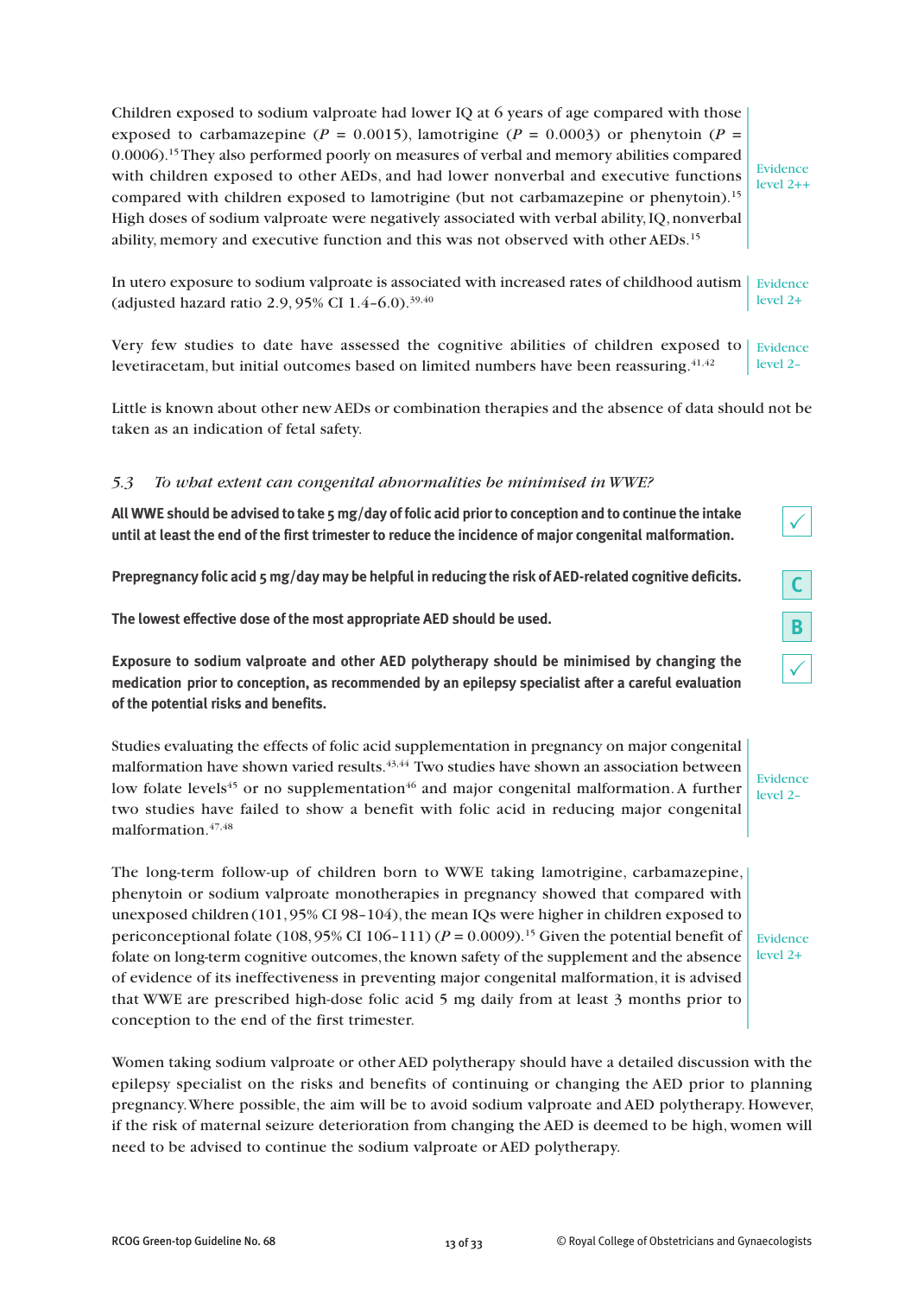Children exposed to sodium valproate had lower IQ at 6 years of age compared with those exposed to carbamazepine ($P$ = 0.0015), lamotrigine ($P$ = 0.0003) or phenytoin ($P$ = 0.0006).[15] They also performed poorly on measures of verbal and memory abilities compared with children exposed to other AEDs, and had lower nonverbal and executive functions compared with children exposed to lamotrigine (but not carbamazepine or phenytoin).[15] High doses of sodium valproate were negatively associated with verbal ability, IQ, nonverbal ability, memory and executive function and this was not observed with other AEDs.[15]

Evidence level 2++

In utero exposure to sodium valproate is associated with increased rates of childhood autism (adjusted hazard ratio 2.9, 95% CI 1.4–6.0).[39,40]

Evidence level 2+

Very few studies to date have assessed the cognitive abilities of children exposed to levetiracetam, but initial outcomes based on limited numbers have been reassuring.[41,42]

Evidence level 2–

Little is known about other new AEDs or combination therapies and the absence of data should not be taken as an indication of fetal safety.

### *5.3 To what extent can congenital abnormalities be minimised in WWE?*

**All WWE should be advised to take 5 mg/day of folic acid prior to conception and to continue the intake until at least the end of the first trimester to reduce the incidence of major congenital malformation.** ✓

**Prepregnancy folic acid 5 mg/day may be helpful in reducing the risk of AED-related cognitive deficits.** C

**The lowest effective dose of the most appropriate AED should be used.** B

**Exposure to sodium valproate and other AED polytherapy should be minimised by changing the medication prior to conception, as recommended by an epilepsy specialist after a careful evaluation of the potential risks and benefits.** ✓

Studies evaluating the effects of folic acid supplementation in pregnancy on major congenital malformation have shown varied results.[43,44] Two studies have shown an association between low folate levels[45] or no supplementation[46] and major congenital malformation. A further two studies have failed to show a benefit with folic acid in reducing major congenital malformation.[47,48]

Evidence level 2–

The long-term follow-up of children born to WWE taking lamotrigine, carbamazepine, phenytoin or sodium valproate monotherapies in pregnancy showed that compared with unexposed children (101, 95% CI 98–104), the mean IQs were higher in children exposed to periconceptional folate (108, 95% CI 106–111) ($P$ = 0.0009).[15] Given the potential benefit of folate on long-term cognitive outcomes, the known safety of the supplement and the absence of evidence of its ineffectiveness in preventing major congenital malformation, it is advised that WWE are prescribed high-dose folic acid 5 mg daily from at least 3 months prior to conception to the end of the first trimester.

Evidence level 2+

Women taking sodium valproate or other AED polytherapy should have a detailed discussion with the epilepsy specialist on the risks and benefits of continuing or changing the AED prior to planning pregnancy. Where possible, the aim will be to avoid sodium valproate and AED polytherapy. However, if the risk of maternal seizure deterioration from changing the AED is deemed to be high, women will need to be advised to continue the sodium valproate or AED polytherapy.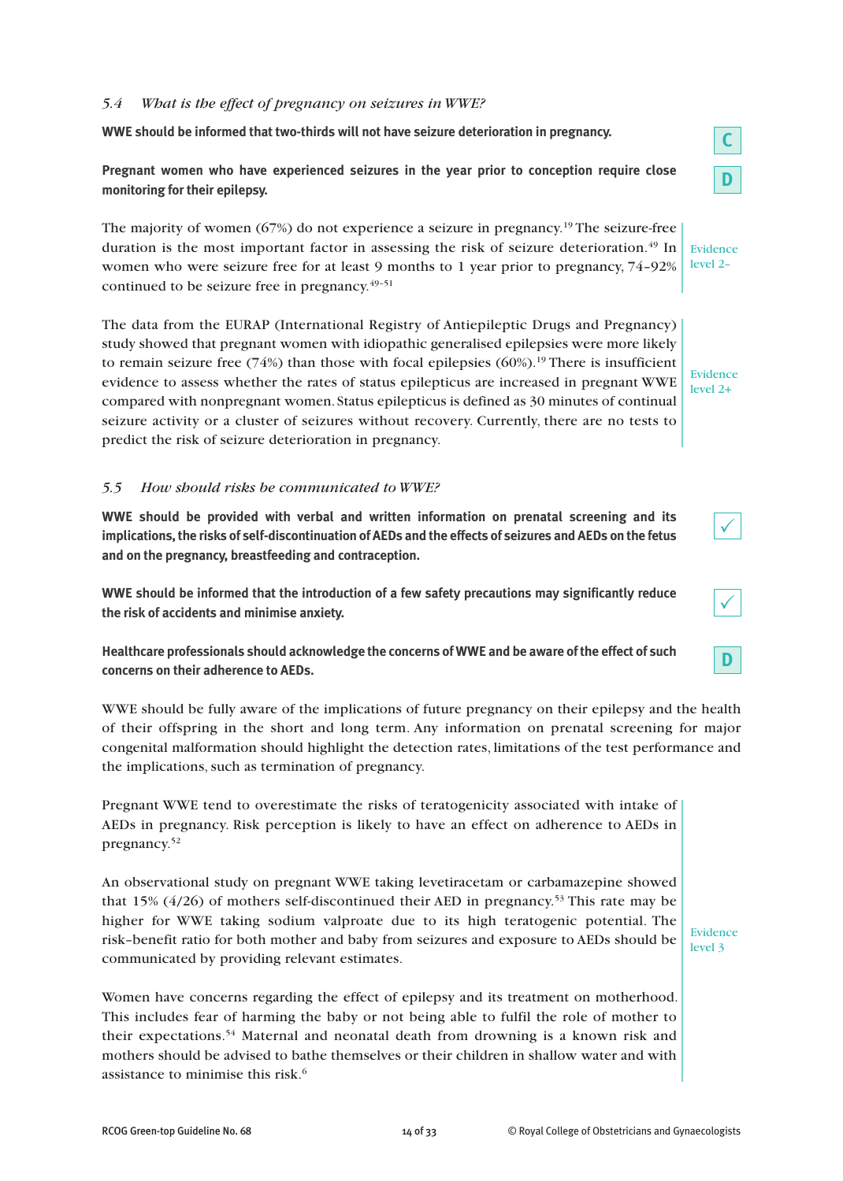### *5.4 What is the effect of pregnancy on seizures in WWE?*

**WWE should be informed that two-thirds will not have seizure deterioration in pregnancy.** C

**Pregnant women who have experienced seizures in the year prior to conception require close monitoring for their epilepsy.** D

The majority of women (67%) do not experience a seizure in pregnancy.[19] The seizure-free duration is the most important factor in assessing the risk of seizure deterioration.[49] In women who were seizure free for at least 9 months to 1 year prior to pregnancy, 74–92% continued to be seizure free in pregnancy.[49–51]

Evidence level 2–

The data from the EURAP (International Registry of Antiepileptic Drugs and Pregnancy) study showed that pregnant women with idiopathic generalised epilepsies were more likely to remain seizure free (74%) than those with focal epilepsies (60%).[19] There is insufficient evidence to assess whether the rates of status epilepticus are increased in pregnant WWE compared with nonpregnant women. Status epilepticus is defined as 30 minutes of continual seizure activity or a cluster of seizures without recovery. Currently, there are no tests to predict the risk of seizure deterioration in pregnancy.

Evidence level 2+

### *5.5 How should risks be communicated to WWE?*

**WWE should be provided with verbal and written information on prenatal screening and its implications, the risks of self-discontinuation of AEDs and the effects of seizures and AEDs on the fetus and on the pregnancy, breastfeeding and contraception.** ✓

**WWE should be informed that the introduction of a few safety precautions may significantly reduce the risk of accidents and minimise anxiety.** ✓

**Healthcare professionals should acknowledge the concerns of WWE and be aware of the effect of such concerns on their adherence to AEDs.** D

WWE should be fully aware of the implications of future pregnancy on their epilepsy and the health of their offspring in the short and long term. Any information on prenatal screening for major congenital malformation should highlight the detection rates, limitations of the test performance and the implications, such as termination of pregnancy.

Pregnant WWE tend to overestimate the risks of teratogenicity associated with intake of AEDs in pregnancy. Risk perception is likely to have an effect on adherence to AEDs in pregnancy.[52]

An observational study on pregnant WWE taking levetiracetam or carbamazepine showed that 15% (4/26) of mothers self-discontinued their AED in pregnancy.[53] This rate may be higher for WWE taking sodium valproate due to its high teratogenic potential. The risk–benefit ratio for both mother and baby from seizures and exposure to AEDs should be communicated by providing relevant estimates.

Evidence level 3

Women have concerns regarding the effect of epilepsy and its treatment on motherhood. This includes fear of harming the baby or not being able to fulfil the role of mother to their expectations.[54] Maternal and neonatal death from drowning is a known risk and mothers should be advised to bathe themselves or their children in shallow water and with assistance to minimise this risk.[6]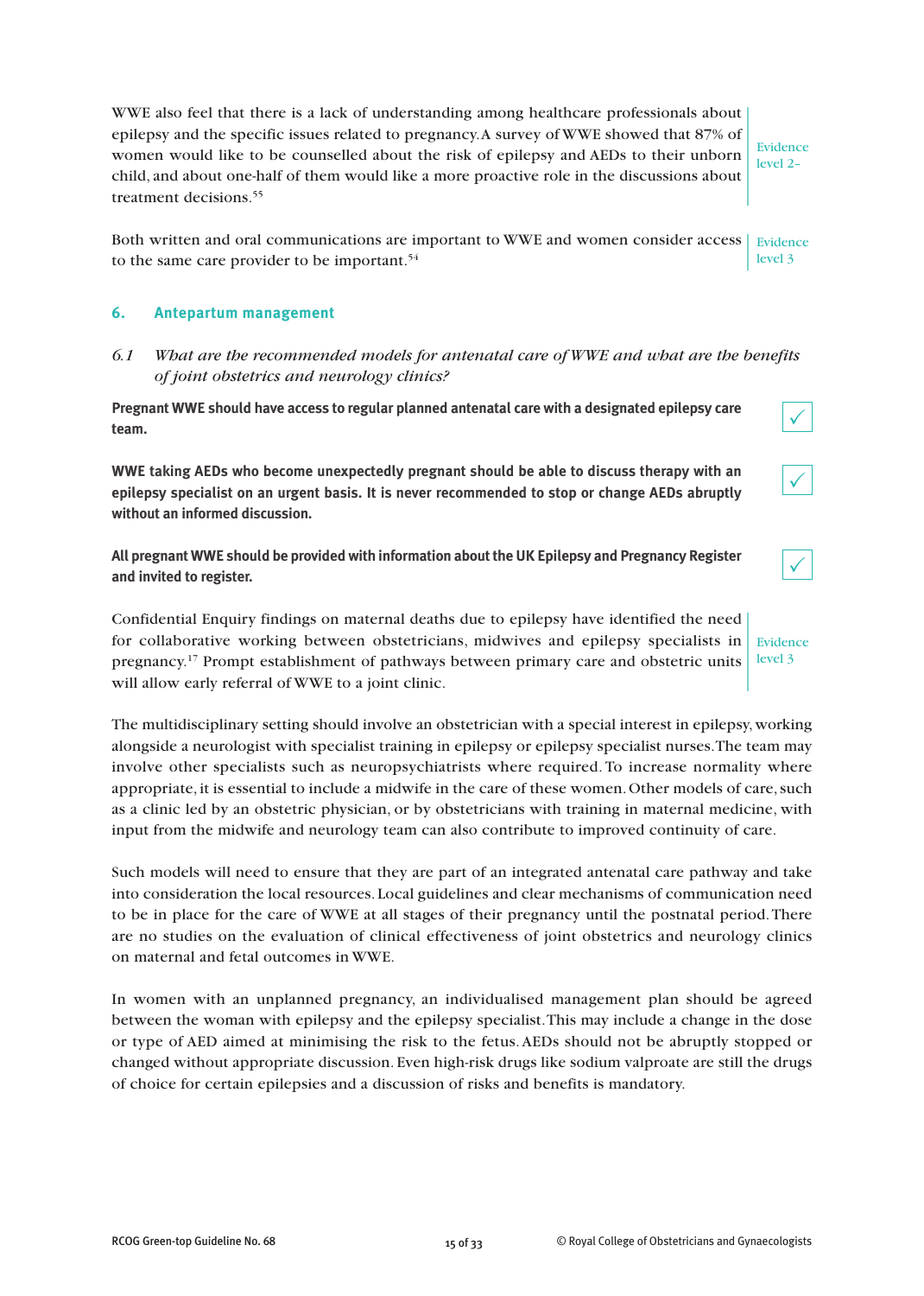WWE also feel that there is a lack of understanding among healthcare professionals about epilepsy and the specific issues related to pregnancy. A survey of WWE showed that 87% of women would like to be counselled about the risk of epilepsy and AEDs to their unborn child, and about one-half of them would like a more proactive role in the discussions about treatment decisions.[55]

Evidence level 2–

Both written and oral communications are important to WWE and women consider access to the same care provider to be important.[54]

Evidence level 3

## 6. Antepartum management

### *6.1 What are the recommended models for antenatal care of WWE and what are the benefits of joint obstetrics and neurology clinics?*

**Pregnant WWE should have access to regular planned antenatal care with a designated epilepsy care team.** ✓

**WWE taking AEDs who become unexpectedly pregnant should be able to discuss therapy with an epilepsy specialist on an urgent basis. It is never recommended to stop or change AEDs abruptly without an informed discussion.** ✓

**All pregnant WWE should be provided with information about the UK Epilepsy and Pregnancy Register and invited to register.** ✓

Confidential Enquiry findings on maternal deaths due to epilepsy have identified the need for collaborative working between obstetricians, midwives and epilepsy specialists in pregnancy.[17] Prompt establishment of pathways between primary care and obstetric units will allow early referral of WWE to a joint clinic.

Evidence level 3

The multidisciplinary setting should involve an obstetrician with a special interest in epilepsy, working alongside a neurologist with specialist training in epilepsy or epilepsy specialist nurses. The team may involve other specialists such as neuropsychiatrists where required. To increase normality where appropriate, it is essential to include a midwife in the care of these women. Other models of care, such as a clinic led by an obstetric physician, or by obstetricians with training in maternal medicine, with input from the midwife and neurology team can also contribute to improved continuity of care.

Such models will need to ensure that they are part of an integrated antenatal care pathway and take into consideration the local resources. Local guidelines and clear mechanisms of communication need to be in place for the care of WWE at all stages of their pregnancy until the postnatal period. There are no studies on the evaluation of clinical effectiveness of joint obstetrics and neurology clinics on maternal and fetal outcomes in WWE.

In women with an unplanned pregnancy, an individualised management plan should be agreed between the woman with epilepsy and the epilepsy specialist. This may include a change in the dose or type of AED aimed at minimising the risk to the fetus. AEDs should not be abruptly stopped or changed without appropriate discussion. Even high-risk drugs like sodium valproate are still the drugs of choice for certain epilepsies and a discussion of risks and benefits is mandatory.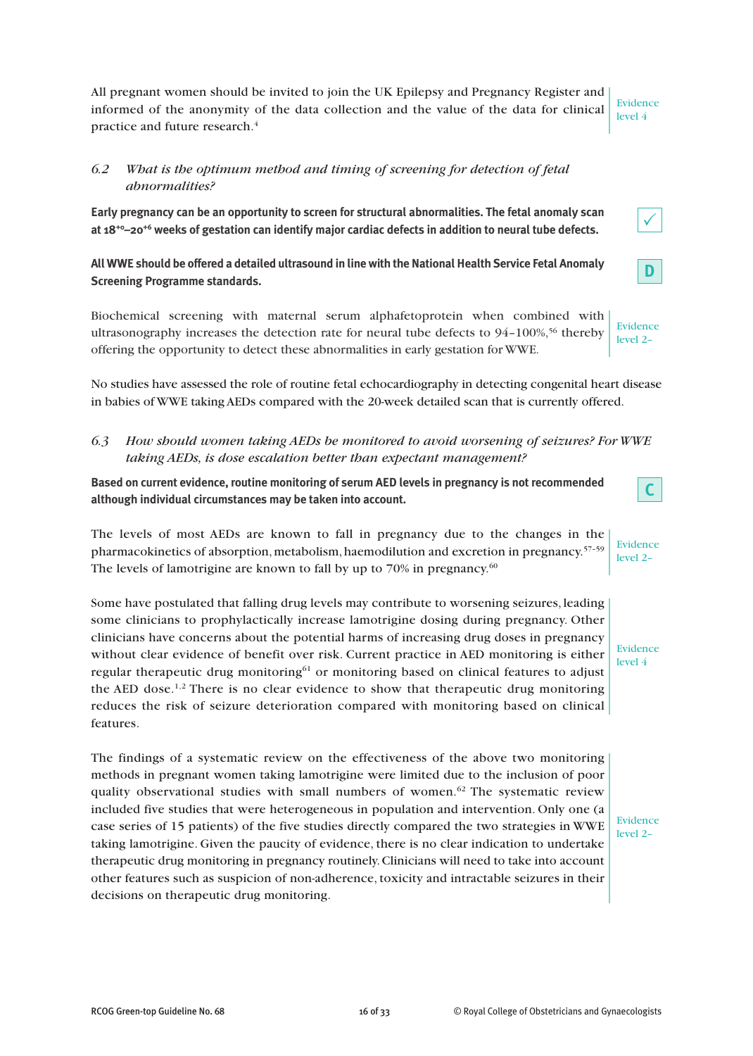All pregnant women should be invited to join the UK Epilepsy and Pregnancy Register and informed of the anonymity of the data collection and the value of the data for clinical practice and future research.[4]

Evidence level 4

### *6.2 What is the optimum method and timing of screening for detection of fetal abnormalities?*

**Early pregnancy can be an opportunity to screen for structural abnormalities. The fetal anomaly scan at $18^{+0}$–$20^{+6}$ weeks of gestation can identify major cardiac defects in addition to neural tube defects.**

✓

**All WWE should be offered a detailed ultrasound in line with the National Health Service Fetal Anomaly Screening Programme standards.**

D

Biochemical screening with maternal serum alphafetoprotein when combined with ultrasonography increases the detection rate for neural tube defects to 94–100%,[56] thereby offering the opportunity to detect these abnormalities in early gestation for WWE.

Evidence level 2–

No studies have assessed the role of routine fetal echocardiography in detecting congenital heart disease in babies of WWE taking AEDs compared with the 20-week detailed scan that is currently offered.

### *6.3 How should women taking AEDs be monitored to avoid worsening of seizures? For WWE taking AEDs, is dose escalation better than expectant management?*

**Based on current evidence, routine monitoring of serum AED levels in pregnancy is not recommended although individual circumstances may be taken into account.**

C

The levels of most AEDs are known to fall in pregnancy due to the changes in the pharmacokinetics of absorption, metabolism, haemodilution and excretion in pregnancy.[57–59] The levels of lamotrigine are known to fall by up to 70% in pregnancy.[60]

Evidence level 2–

Some have postulated that falling drug levels may contribute to worsening seizures, leading some clinicians to prophylactically increase lamotrigine dosing during pregnancy. Other clinicians have concerns about the potential harms of increasing drug doses in pregnancy without clear evidence of benefit over risk. Current practice in AED monitoring is either regular therapeutic drug monitoring[61] or monitoring based on clinical features to adjust the AED dose.[1,2] There is no clear evidence to show that therapeutic drug monitoring reduces the risk of seizure deterioration compared with monitoring based on clinical features.

Evidence level 4

The findings of a systematic review on the effectiveness of the above two monitoring methods in pregnant women taking lamotrigine were limited due to the inclusion of poor quality observational studies with small numbers of women.[62] The systematic review included five studies that were heterogeneous in population and intervention. Only one (a case series of 15 patients) of the five studies directly compared the two strategies in WWE taking lamotrigine. Given the paucity of evidence, there is no clear indication to undertake therapeutic drug monitoring in pregnancy routinely. Clinicians will need to take into account other features such as suspicion of non-adherence, toxicity and intractable seizures in their decisions on therapeutic drug monitoring.

Evidence level 2–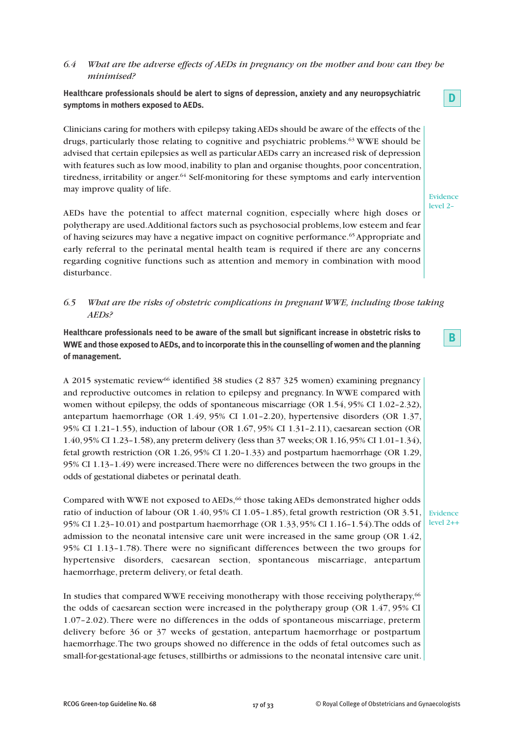### *6.4 What are the adverse effects of AEDs in pregnancy on the mother and how can they be minimised?*

**Healthcare professionals should be alert to signs of depression, anxiety and any neuropsychiatric symptoms in mothers exposed to AEDs.**

**D**

Clinicians caring for mothers with epilepsy taking AEDs should be aware of the effects of the drugs, particularly those relating to cognitive and psychiatric problems.[63] WWE should be advised that certain epilepsies as well as particular AEDs carry an increased risk of depression with features such as low mood, inability to plan and organise thoughts, poor concentration, tiredness, irritability or anger.[64] Self-monitoring for these symptoms and early intervention may improve quality of life.

AEDs have the potential to affect maternal cognition, especially where high doses or polytherapy are used. Additional factors such as psychosocial problems, low esteem and fear of having seizures may have a negative impact on cognitive performance.[65] Appropriate and early referral to the perinatal mental health team is required if there are any concerns regarding cognitive functions such as attention and memory in combination with mood disturbance.

Evidence level 2–

### *6.5 What are the risks of obstetric complications in pregnant WWE, including those taking AEDs?*

**Healthcare professionals need to be aware of the small but significant increase in obstetric risks to WWE and those exposed to AEDs, and to incorporate this in the counselling of women and the planning of management.**

**B**

A 2015 systematic review[66] identified 38 studies (2 837 325 women) examining pregnancy and reproductive outcomes in relation to epilepsy and pregnancy. In WWE compared with women without epilepsy, the odds of spontaneous miscarriage (OR 1.54, 95% CI 1.02–2.32), antepartum haemorrhage (OR 1.49, 95% CI 1.01–2.20), hypertensive disorders (OR 1.37, 95% CI 1.21–1.55), induction of labour (OR 1.67, 95% CI 1.31–2.11), caesarean section (OR 1.40, 95% CI 1.23–1.58), any preterm delivery (less than 37 weeks; OR 1.16, 95% CI 1.01–1.34), fetal growth restriction (OR 1.26, 95% CI 1.20–1.33) and postpartum haemorrhage (OR 1.29, 95% CI 1.13–1.49) were increased. There were no differences between the two groups in the odds of gestational diabetes or perinatal death.

Compared with WWE not exposed to AEDs,[66] those taking AEDs demonstrated higher odds ratio of induction of labour (OR 1.40, 95% CI 1.05–1.85), fetal growth restriction (OR 3.51, 95% CI 1.23–10.01) and postpartum haemorrhage (OR 1.33, 95% CI 1.16–1.54). The odds of admission to the neonatal intensive care unit were increased in the same group (OR 1.42, 95% CI 1.13–1.78). There were no significant differences between the two groups for hypertensive disorders, caesarean section, spontaneous miscarriage, antepartum haemorrhage, preterm delivery, or fetal death.

Evidence level 2++

In studies that compared WWE receiving monotherapy with those receiving polytherapy,[66] the odds of caesarean section were increased in the polytherapy group (OR 1.47, 95% CI 1.07–2.02). There were no differences in the odds of spontaneous miscarriage, preterm delivery before 36 or 37 weeks of gestation, antepartum haemorrhage or postpartum haemorrhage. The two groups showed no difference in the odds of fetal outcomes such as small-for-gestational-age fetuses, stillbirths or admissions to the neonatal intensive care unit.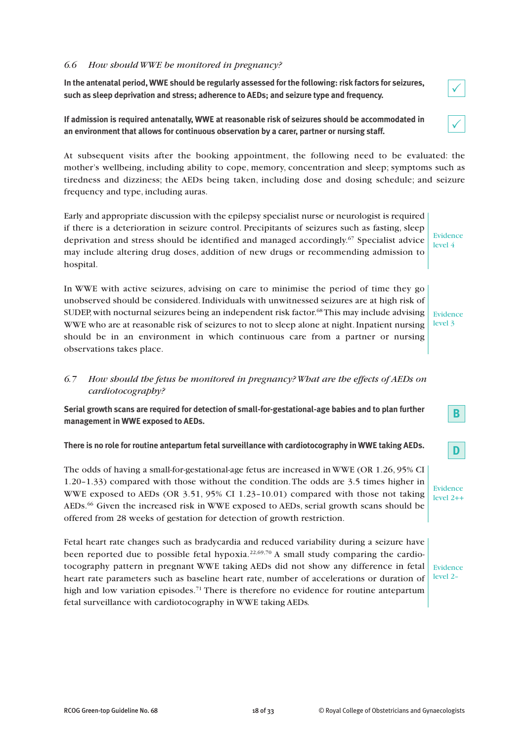### 6.6 *How should WWE be monitored in pregnancy?*

**In the antenatal period, WWE should be regularly assessed for the following: risk factors for seizures, such as sleep deprivation and stress; adherence to AEDs; and seizure type and frequency.** ✓

**If admission is required antenatally, WWE at reasonable risk of seizures should be accommodated in an environment that allows for continuous observation by a carer, partner or nursing staff.** ✓

At subsequent visits after the booking appointment, the following need to be evaluated: the mother's wellbeing, including ability to cope, memory, concentration and sleep; symptoms such as tiredness and dizziness; the AEDs being taken, including dose and dosing schedule; and seizure frequency and type, including auras.

Early and appropriate discussion with the epilepsy specialist nurse or neurologist is required if there is a deterioration in seizure control. Precipitants of seizures such as fasting, sleep deprivation and stress should be identified and managed accordingly.[67] Specialist advice may include altering drug doses, addition of new drugs or recommending admission to hospital.

Evidence level 4

In WWE with active seizures, advising on care to minimise the period of time they go unobserved should be considered. Individuals with unwitnessed seizures are at high risk of SUDEP, with nocturnal seizures being an independent risk factor.[68] This may include advising WWE who are at reasonable risk of seizures to not to sleep alone at night. Inpatient nursing should be in an environment in which continuous care from a partner or nursing observations takes place.

Evidence level 3

### 6.7 *How should the fetus be monitored in pregnancy? What are the effects of AEDs on cardiotocography?*

**Serial growth scans are required for detection of small-for-gestational-age babies and to plan further management in WWE exposed to AEDs.** B

**There is no role for routine antepartum fetal surveillance with cardiotocography in WWE taking AEDs.** D

The odds of having a small-for-gestational-age fetus are increased in WWE (OR 1.26, 95% CI 1.20–1.33) compared with those without the condition. The odds are 3.5 times higher in WWE exposed to AEDs (OR 3.51, 95% CI 1.23–10.01) compared with those not taking AEDs.[66] Given the increased risk in WWE exposed to AEDs, serial growth scans should be offered from 28 weeks of gestation for detection of growth restriction.

Evidence level 2++

Fetal heart rate changes such as bradycardia and reduced variability during a seizure have been reported due to possible fetal hypoxia.[22,69,70] A small study comparing the cardiotocography pattern in pregnant WWE taking AEDs did not show any difference in fetal heart rate parameters such as baseline heart rate, number of accelerations or duration of high and low variation episodes.[71] There is therefore no evidence for routine antepartum fetal surveillance with cardiotocography in WWE taking AEDs.

Evidence level 2–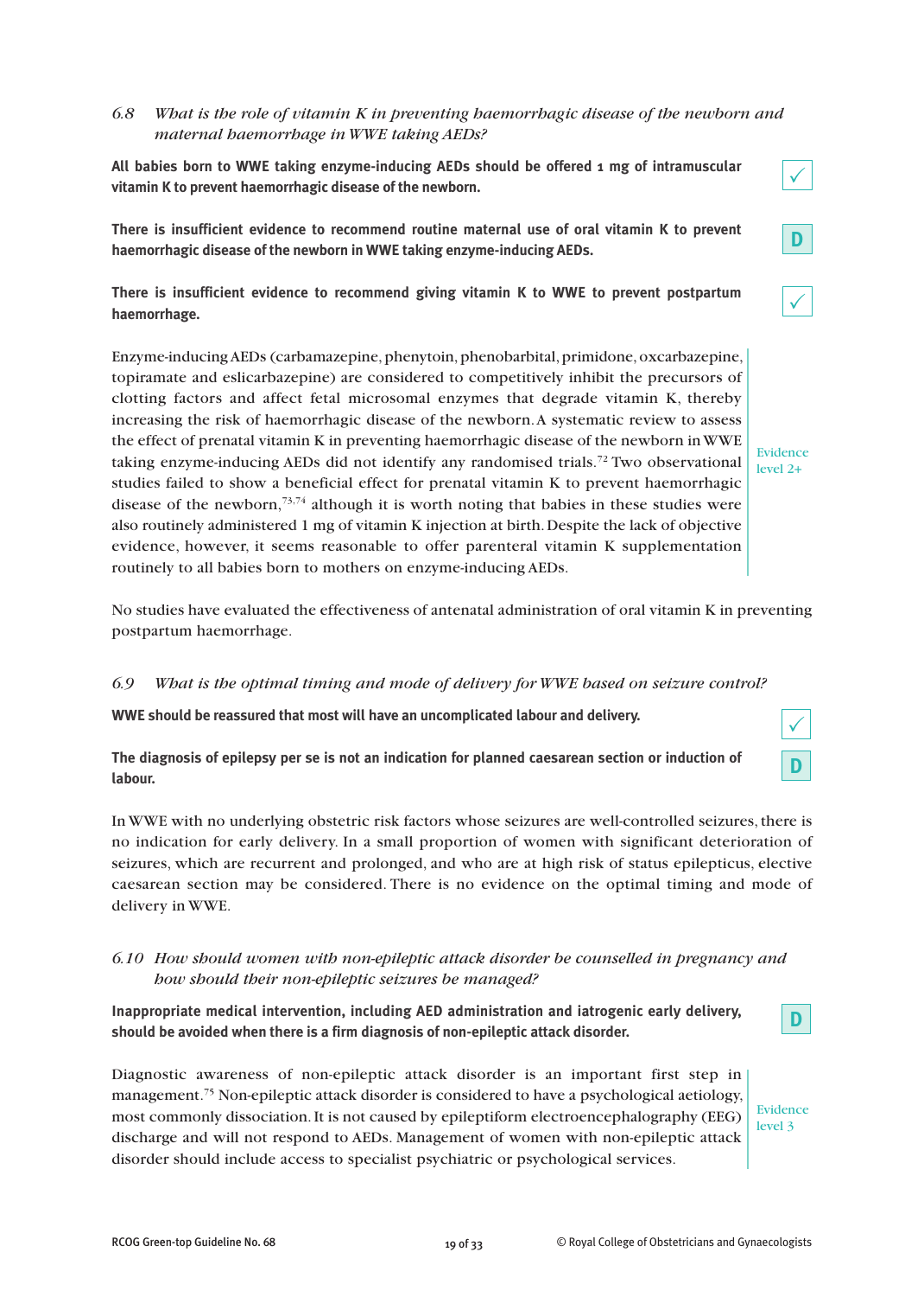### 6.8 *What is the role of vitamin K in preventing haemorrhagic disease of the newborn and maternal haemorrhage in WWE taking AEDs?*

**All babies born to WWE taking enzyme-inducing AEDs should be offered 1 mg of intramuscular vitamin K to prevent haemorrhagic disease of the newborn.** ✓

**There is insufficient evidence to recommend routine maternal use of oral vitamin K to prevent haemorrhagic disease of the newborn in WWE taking enzyme-inducing AEDs.** D

**There is insufficient evidence to recommend giving vitamin K to WWE to prevent postpartum haemorrhage.** ✓

Enzyme-inducing AEDs (carbamazepine, phenytoin, phenobarbital, primidone, oxcarbazepine, topiramate and eslicarbazepine) are considered to competitively inhibit the precursors of clotting factors and affect fetal microsomal enzymes that degrade vitamin K, thereby increasing the risk of haemorrhagic disease of the newborn. A systematic review to assess the effect of prenatal vitamin K in preventing haemorrhagic disease of the newborn in WWE taking enzyme-inducing AEDs did not identify any randomised trials.[72] Two observational studies failed to show a beneficial effect for prenatal vitamin K to prevent haemorrhagic disease of the newborn,[73,74] although it is worth noting that babies in these studies were also routinely administered 1 mg of vitamin K injection at birth. Despite the lack of objective evidence, however, it seems reasonable to offer parenteral vitamin K supplementation routinely to all babies born to mothers on enzyme-inducing AEDs.

Evidence level 2+

No studies have evaluated the effectiveness of antenatal administration of oral vitamin K in preventing postpartum haemorrhage.

### 6.9 *What is the optimal timing and mode of delivery for WWE based on seizure control?*

**WWE should be reassured that most will have an uncomplicated labour and delivery.** ✓

**The diagnosis of epilepsy per se is not an indication for planned caesarean section or induction of labour.** D

In WWE with no underlying obstetric risk factors whose seizures are well-controlled seizures, there is no indication for early delivery. In a small proportion of women with significant deterioration of seizures, which are recurrent and prolonged, and who are at high risk of status epilepticus, elective caesarean section may be considered. There is no evidence on the optimal timing and mode of delivery in WWE.

### 6.10 *How should women with non-epileptic attack disorder be counselled in pregnancy and how should their non-epileptic seizures be managed?*

**Inappropriate medical intervention, including AED administration and iatrogenic early delivery, should be avoided when there is a firm diagnosis of non-epileptic attack disorder.** D

Diagnostic awareness of non-epileptic attack disorder is an important first step in management.[75] Non-epileptic attack disorder is considered to have a psychological aetiology, most commonly dissociation. It is not caused by epileptiform electroencephalography (EEG) discharge and will not respond to AEDs. Management of women with non-epileptic attack disorder should include access to specialist psychiatric or psychological services.

Evidence level 3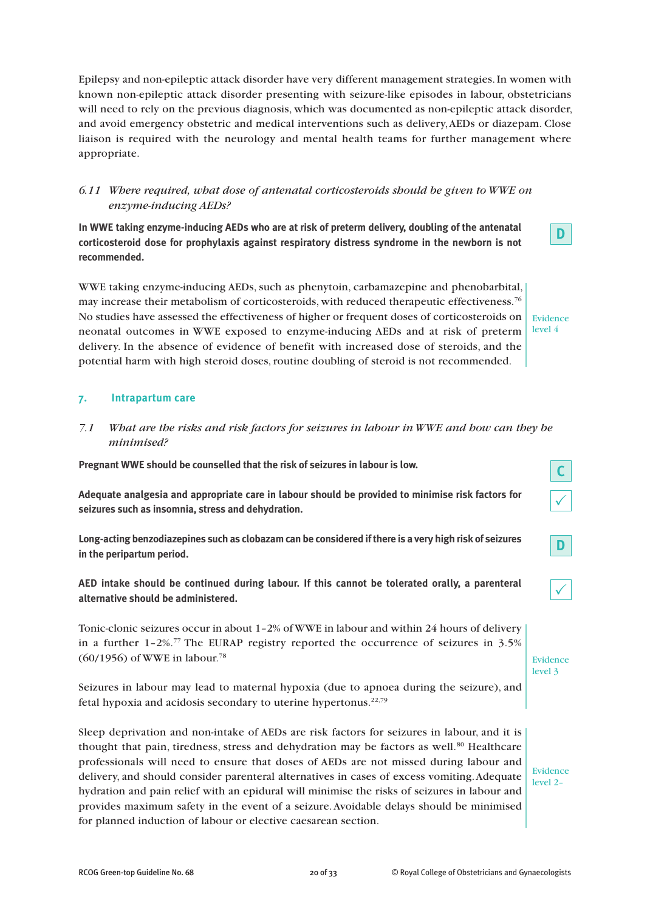Epilepsy and non-epileptic attack disorder have very different management strategies. In women with known non-epileptic attack disorder presenting with seizure-like episodes in labour, obstetricians will need to rely on the previous diagnosis, which was documented as non-epileptic attack disorder, and avoid emergency obstetric and medical interventions such as delivery, AEDs or diazepam. Close liaison is required with the neurology and mental health teams for further management where appropriate.

*6.11 Where required, what dose of antenatal corticosteroids should be given to WWE on enzyme-inducing AEDs?*

**In WWE taking enzyme-inducing AEDs who are at risk of preterm delivery, doubling of the antenatal corticosteroid dose for prophylaxis against respiratory distress syndrome in the newborn is not recommended.**

D

WWE taking enzyme-inducing AEDs, such as phenytoin, carbamazepine and phenobarbital, may increase their metabolism of corticosteroids, with reduced therapeutic effectiveness.[76] No studies have assessed the effectiveness of higher or frequent doses of corticosteroids on neonatal outcomes in WWE exposed to enzyme-inducing AEDs and at risk of preterm delivery. In the absence of evidence of benefit with increased dose of steroids, and the potential harm with high steroid doses, routine doubling of steroid is not recommended.

Evidence level 4

## 7. Intrapartum care

*7.1 What are the risks and risk factors for seizures in labour in WWE and how can they be minimised?*

**Pregnant WWE should be counselled that the risk of seizures in labour is low.**

C

**Adequate analgesia and appropriate care in labour should be provided to minimise risk factors for seizures such as insomnia, stress and dehydration.**

✓

**Long-acting benzodiazepines such as clobazam can be considered if there is a very high risk of seizures in the peripartum period.**

D

**AED intake should be continued during labour. If this cannot be tolerated orally, a parenteral alternative should be administered.**

✓

Tonic-clonic seizures occur in about 1–2% of WWE in labour and within 24 hours of delivery in a further 1–2%.[77] The EURAP registry reported the occurrence of seizures in 3.5% (60/1956) of WWE in labour.[78]

Seizures in labour may lead to maternal hypoxia (due to apnoea during the seizure), and fetal hypoxia and acidosis secondary to uterine hypertonus.[22,79]

Evidence level 3

Sleep deprivation and non-intake of AEDs are risk factors for seizures in labour, and it is thought that pain, tiredness, stress and dehydration may be factors as well.[80] Healthcare professionals will need to ensure that doses of AEDs are not missed during labour and delivery, and should consider parenteral alternatives in cases of excess vomiting. Adequate hydration and pain relief with an epidural will minimise the risks of seizures in labour and provides maximum safety in the event of a seizure. Avoidable delays should be minimised for planned induction of labour or elective caesarean section.

Evidence level 2–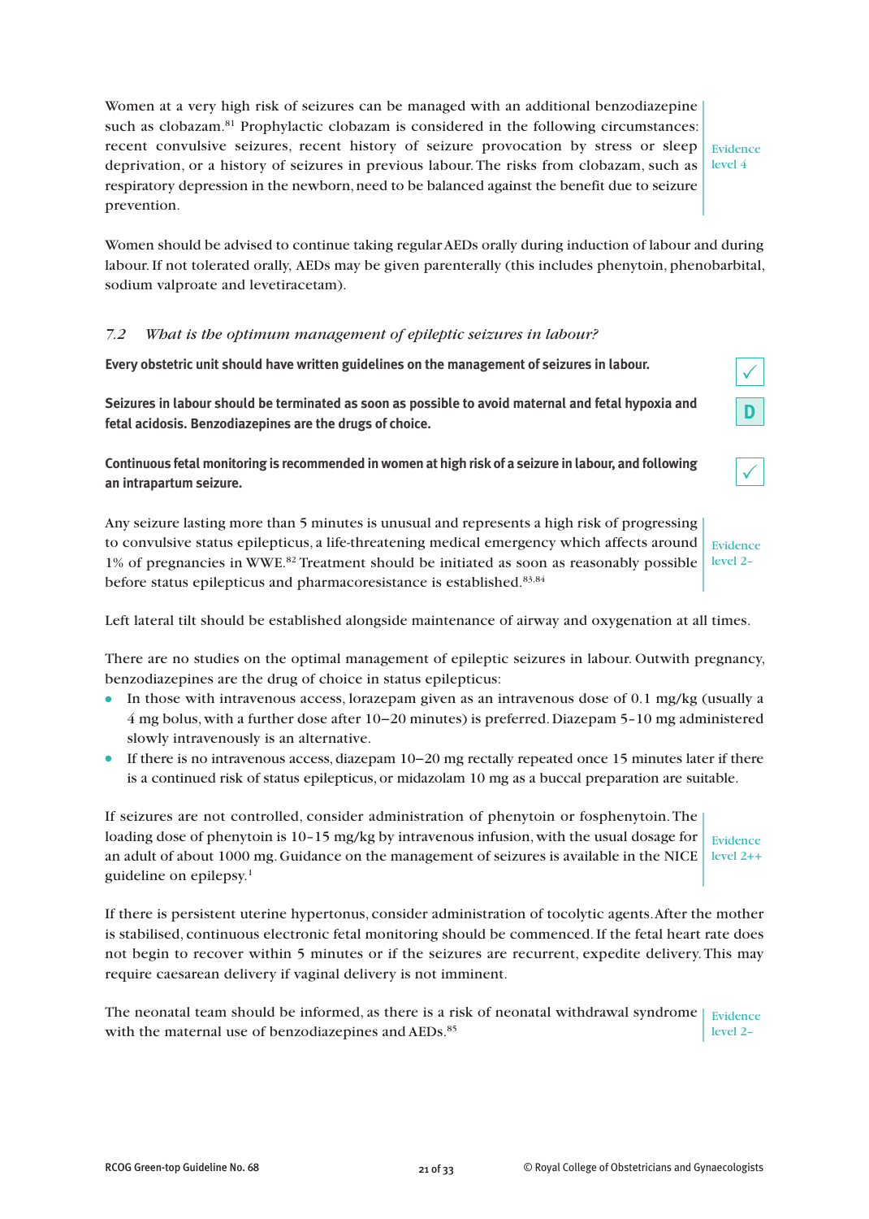Women at a very high risk of seizures can be managed with an additional benzodiazepine such as clobazam.[81] Prophylactic clobazam is considered in the following circumstances: recent convulsive seizures, recent history of seizure provocation by stress or sleep deprivation, or a history of seizures in previous labour. The risks from clobazam, such as respiratory depression in the newborn, need to be balanced against the benefit due to seizure prevention.

Evidence level 4

Women should be advised to continue taking regular AEDs orally during induction of labour and during labour. If not tolerated orally, AEDs may be given parenterally (this includes phenytoin, phenobarbital, sodium valproate and levetiracetam).

### *7.2 What is the optimum management of epileptic seizures in labour?*

**Every obstetric unit should have written guidelines on the management of seizures in labour.** ✓

**Seizures in labour should be terminated as soon as possible to avoid maternal and fetal hypoxia and fetal acidosis. Benzodiazepines are the drugs of choice.** D

**Continuous fetal monitoring is recommended in women at high risk of a seizure in labour, and following an intrapartum seizure.** ✓

Any seizure lasting more than 5 minutes is unusual and represents a high risk of progressing to convulsive status epilepticus, a life-threatening medical emergency which affects around 1% of pregnancies in WWE.[82] Treatment should be initiated as soon as reasonably possible before status epilepticus and pharmacoresistance is established.[83,84]

Evidence level 2–

Left lateral tilt should be established alongside maintenance of airway and oxygenation at all times.

There are no studies on the optimal management of epileptic seizures in labour. Outwith pregnancy, benzodiazepines are the drug of choice in status epilepticus:

- In those with intravenous access, lorazepam given as an intravenous dose of 0.1 mg/kg (usually a 4 mg bolus, with a further dose after 10–20 minutes) is preferred. Diazepam 5–10 mg administered slowly intravenously is an alternative.
- If there is no intravenous access, diazepam 10–20 mg rectally repeated once 15 minutes later if there is a continued risk of status epilepticus, or midazolam 10 mg as a buccal preparation are suitable.

If seizures are not controlled, consider administration of phenytoin or fosphenytoin. The loading dose of phenytoin is 10–15 mg/kg by intravenous infusion, with the usual dosage for an adult of about 1000 mg. Guidance on the management of seizures is available in the NICE guideline on epilepsy.[1]

Evidence level 2++

If there is persistent uterine hypertonus, consider administration of tocolytic agents. After the mother is stabilised, continuous electronic fetal monitoring should be commenced. If the fetal heart rate does not begin to recover within 5 minutes or if the seizures are recurrent, expedite delivery. This may require caesarean delivery if vaginal delivery is not imminent.

The neonatal team should be informed, as there is a risk of neonatal withdrawal syndrome with the maternal use of benzodiazepines and AEDs.[85]

Evidence level 2–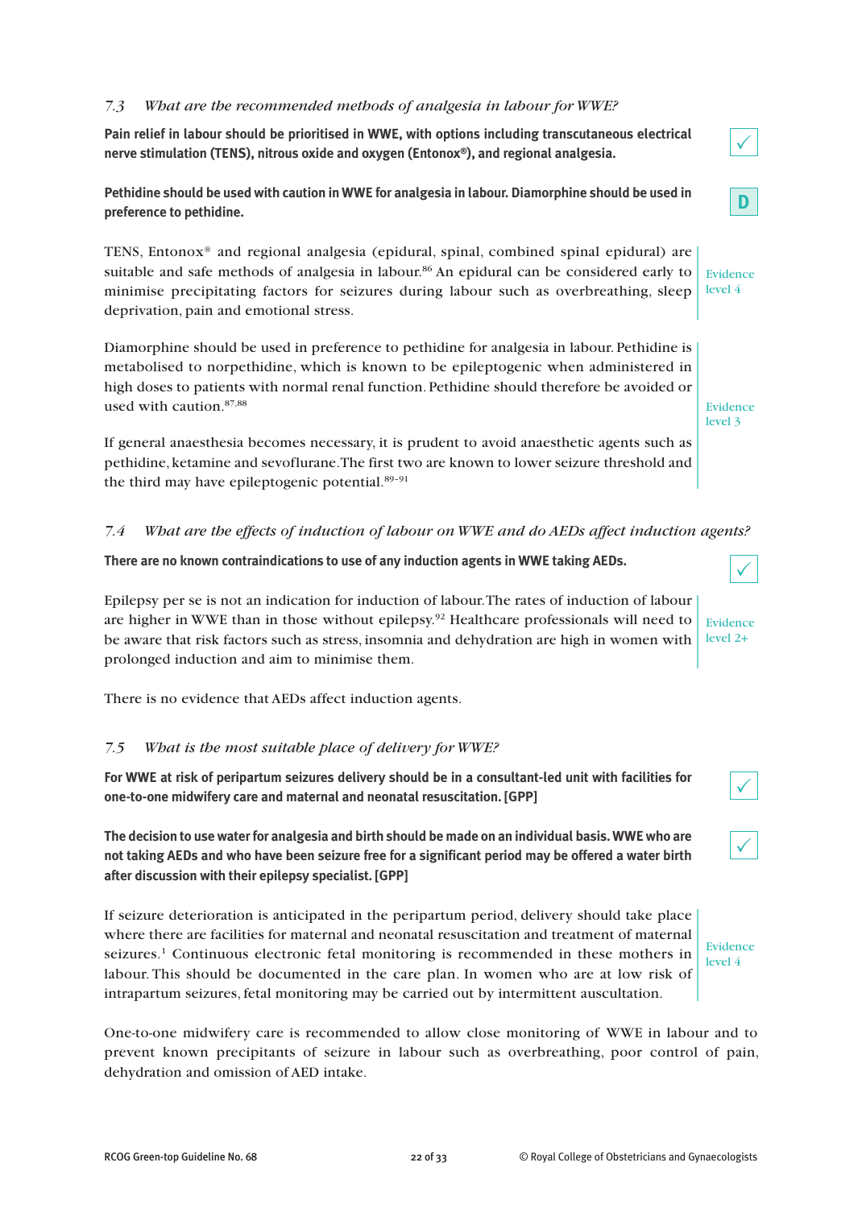### *7.3 What are the recommended methods of analgesia in labour for WWE?*

**Pain relief in labour should be prioritised in WWE, with options including transcutaneous electrical nerve stimulation (TENS), nitrous oxide and oxygen (Entonox®), and regional analgesia.** ✓

**Pethidine should be used with caution in WWE for analgesia in labour. Diamorphine should be used in preference to pethidine.** D

TENS, Entonox® and regional analgesia (epidural, spinal, combined spinal epidural) are suitable and safe methods of analgesia in labour.[86] An epidural can be considered early to minimise precipitating factors for seizures during labour such as overbreathing, sleep deprivation, pain and emotional stress.

Evidence level 4

Diamorphine should be used in preference to pethidine for analgesia in labour. Pethidine is metabolised to norpethidine, which is known to be epileptogenic when administered in high doses to patients with normal renal function. Pethidine should therefore be avoided or used with caution.[87,88]

If general anaesthesia becomes necessary, it is prudent to avoid anaesthetic agents such as pethidine, ketamine and sevoflurane. The first two are known to lower seizure threshold and the third may have epileptogenic potential.[89–91]

Evidence level 3

### *7.4 What are the effects of induction of labour on WWE and do AEDs affect induction agents?*

**There are no known contraindications to use of any induction agents in WWE taking AEDs.** ✓

Epilepsy per se is not an indication for induction of labour. The rates of induction of labour are higher in WWE than in those without epilepsy.[92] Healthcare professionals will need to be aware that risk factors such as stress, insomnia and dehydration are high in women with prolonged induction and aim to minimise them.

Evidence level 2+

There is no evidence that AEDs affect induction agents.

### *7.5 What is the most suitable place of delivery for WWE?*

**For WWE at risk of peripartum seizures delivery should be in a consultant-led unit with facilities for one-to-one midwifery care and maternal and neonatal resuscitation. [GPP]** ✓

**The decision to use water for analgesia and birth should be made on an individual basis. WWE who are not taking AEDs and who have been seizure free for a significant period may be offered a water birth after discussion with their epilepsy specialist. [GPP]** ✓

If seizure deterioration is anticipated in the peripartum period, delivery should take place where there are facilities for maternal and neonatal resuscitation and treatment of maternal seizures.[1] Continuous electronic fetal monitoring is recommended in these mothers in labour. This should be documented in the care plan. In women who are at low risk of intrapartum seizures, fetal monitoring may be carried out by intermittent auscultation.

Evidence level 4

One-to-one midwifery care is recommended to allow close monitoring of WWE in labour and to prevent known precipitants of seizure in labour such as overbreathing, poor control of pain, dehydration and omission of AED intake.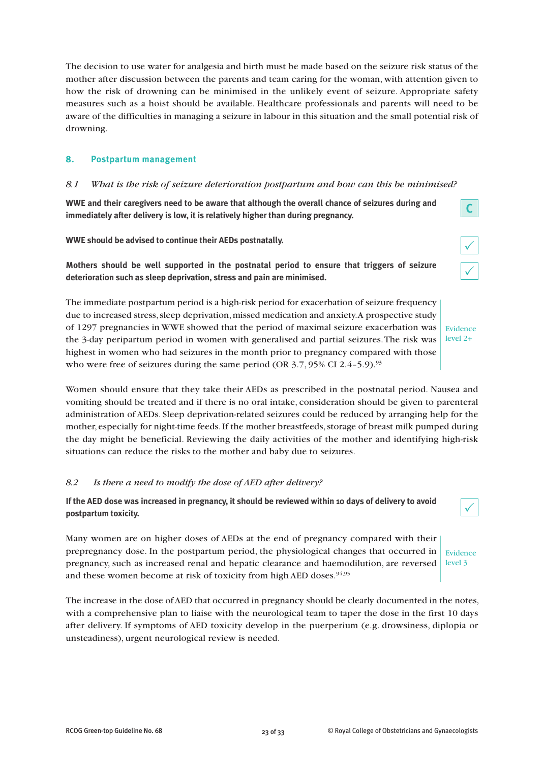The decision to use water for analgesia and birth must be made based on the seizure risk status of the mother after discussion between the parents and team caring for the woman, with attention given to how the risk of drowning can be minimised in the unlikely event of seizure. Appropriate safety measures such as a hoist should be available. Healthcare professionals and parents will need to be aware of the difficulties in managing a seizure in labour in this situation and the small potential risk of drowning.

## 8. Postpartum management

### *8.1 What is the risk of seizure deterioration postpartum and how can this be minimised?*

**WWE and their caregivers need to be aware that although the overall chance of seizures during and immediately after delivery is low, it is relatively higher than during pregnancy.** C

**WWE should be advised to continue their AEDs postnatally.** ✓

**Mothers should be well supported in the postnatal period to ensure that triggers of seizure deterioration such as sleep deprivation, stress and pain are minimised.** ✓

The immediate postpartum period is a high-risk period for exacerbation of seizure frequency due to increased stress, sleep deprivation, missed medication and anxiety. A prospective study of 1297 pregnancies in WWE showed that the period of maximal seizure exacerbation was the 3-day peripartum period in women with generalised and partial seizures. The risk was highest in women who had seizures in the month prior to pregnancy compared with those who were free of seizures during the same period (OR 3.7, 95% CI 2.4–5.9).[93]

Evidence level 2+

Women should ensure that they take their AEDs as prescribed in the postnatal period. Nausea and vomiting should be treated and if there is no oral intake, consideration should be given to parenteral administration of AEDs. Sleep deprivation-related seizures could be reduced by arranging help for the mother, especially for night-time feeds. If the mother breastfeeds, storage of breast milk pumped during the day might be beneficial. Reviewing the daily activities of the mother and identifying high-risk situations can reduce the risks to the mother and baby due to seizures.

### *8.2 Is there a need to modify the dose of AED after delivery?*

**If the AED dose was increased in pregnancy, it should be reviewed within 10 days of delivery to avoid postpartum toxicity.** ✓

Many women are on higher doses of AEDs at the end of pregnancy compared with their prepregnancy dose. In the postpartum period, the physiological changes that occurred in pregnancy, such as increased renal and hepatic clearance and haemodilution, are reversed and these women become at risk of toxicity from high AED doses.[94,95]

Evidence level 3

The increase in the dose of AED that occurred in pregnancy should be clearly documented in the notes, with a comprehensive plan to liaise with the neurological team to taper the dose in the first 10 days after delivery. If symptoms of AED toxicity develop in the puerperium (e.g. drowsiness, diplopia or unsteadiness), urgent neurological review is needed.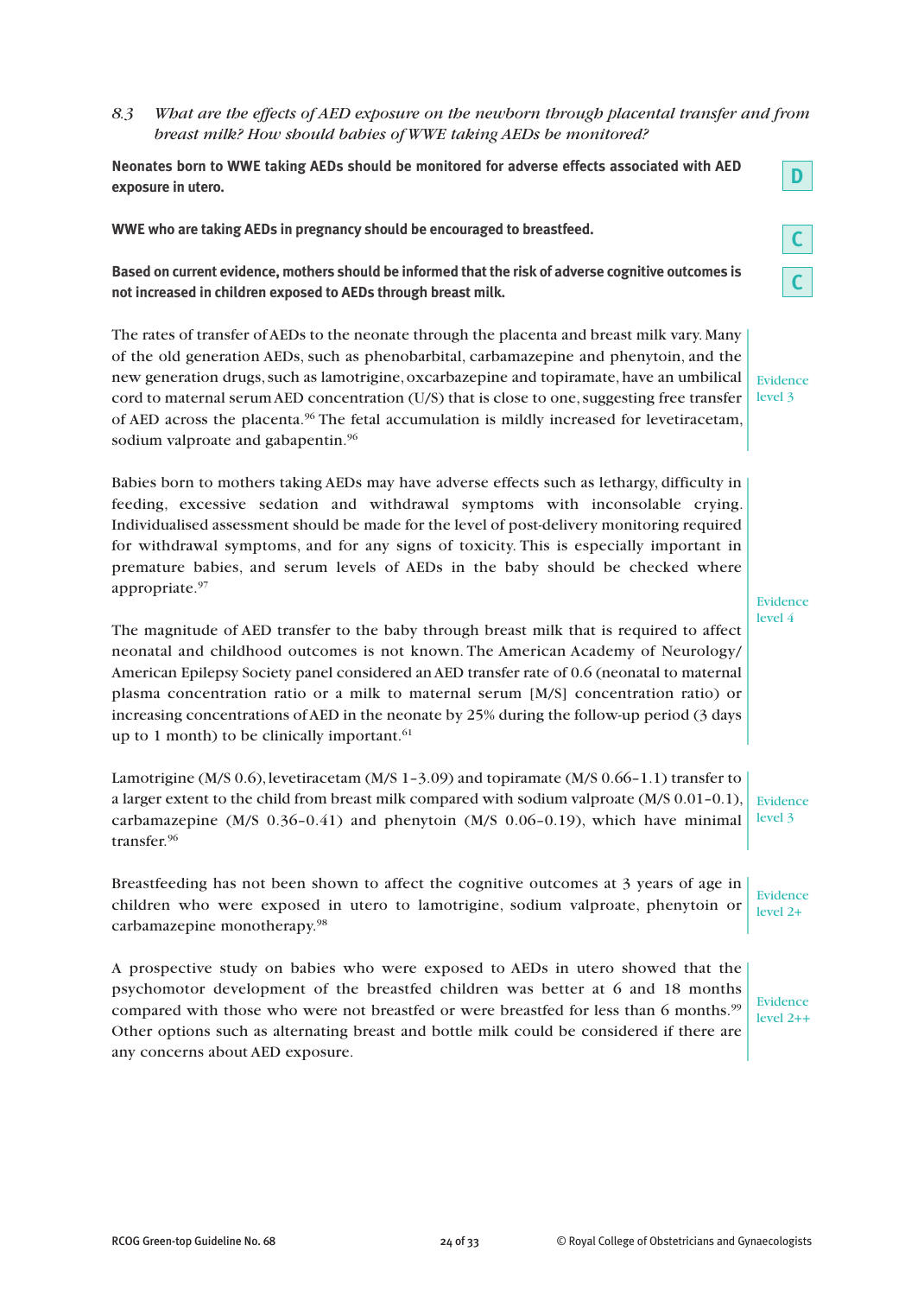### *8.3 What are the effects of AED exposure on the newborn through placental transfer and from breast milk? How should babies of WWE taking AEDs be monitored?*

**Neonates born to WWE taking AEDs should be monitored for adverse effects associated with AED exposure in utero.** — **D**

**WWE who are taking AEDs in pregnancy should be encouraged to breastfeed.** — **C**

**Based on current evidence, mothers should be informed that the risk of adverse cognitive outcomes is not increased in children exposed to AEDs through breast milk.** — **C**

The rates of transfer of AEDs to the neonate through the placenta and breast milk vary. Many of the old generation AEDs, such as phenobarbital, carbamazepine and phenytoin, and the new generation drugs, such as lamotrigine, oxcarbazepine and topiramate, have an umbilical cord to maternal serum AED concentration (U/S) that is close to one, suggesting free transfer of AED across the placenta.[96] The fetal accumulation is mildly increased for levetiracetam, sodium valproate and gabapentin.[96]

*Evidence level 3*

Babies born to mothers taking AEDs may have adverse effects such as lethargy, difficulty in feeding, excessive sedation and withdrawal symptoms with inconsolable crying. Individualised assessment should be made for the level of post-delivery monitoring required for withdrawal symptoms, and for any signs of toxicity. This is especially important in premature babies, and serum levels of AEDs in the baby should be checked where appropriate.[97]

The magnitude of AED transfer to the baby through breast milk that is required to affect neonatal and childhood outcomes is not known. The American Academy of Neurology/American Epilepsy Society panel considered an AED transfer rate of 0.6 (neonatal to maternal plasma concentration ratio or a milk to maternal serum [M/S] concentration ratio) or increasing concentrations of AED in the neonate by 25% during the follow-up period (3 days up to 1 month) to be clinically important.[61]

*Evidence level 4*

Lamotrigine (M/S 0.6), levetiracetam (M/S 1–3.09) and topiramate (M/S 0.66–1.1) transfer to a larger extent to the child from breast milk compared with sodium valproate (M/S 0.01–0.1), carbamazepine (M/S 0.36–0.41) and phenytoin (M/S 0.06–0.19), which have minimal transfer.[96]

*Evidence level 3*

Breastfeeding has not been shown to affect the cognitive outcomes at 3 years of age in children who were exposed in utero to lamotrigine, sodium valproate, phenytoin or carbamazepine monotherapy.[98]

*Evidence level 2+*

A prospective study on babies who were exposed to AEDs in utero showed that the psychomotor development of the breastfed children was better at 6 and 18 months compared with those who were not breastfed or were breastfed for less than 6 months.[99] Other options such as alternating breast and bottle milk could be considered if there are any concerns about AED exposure.

*Evidence level 2++*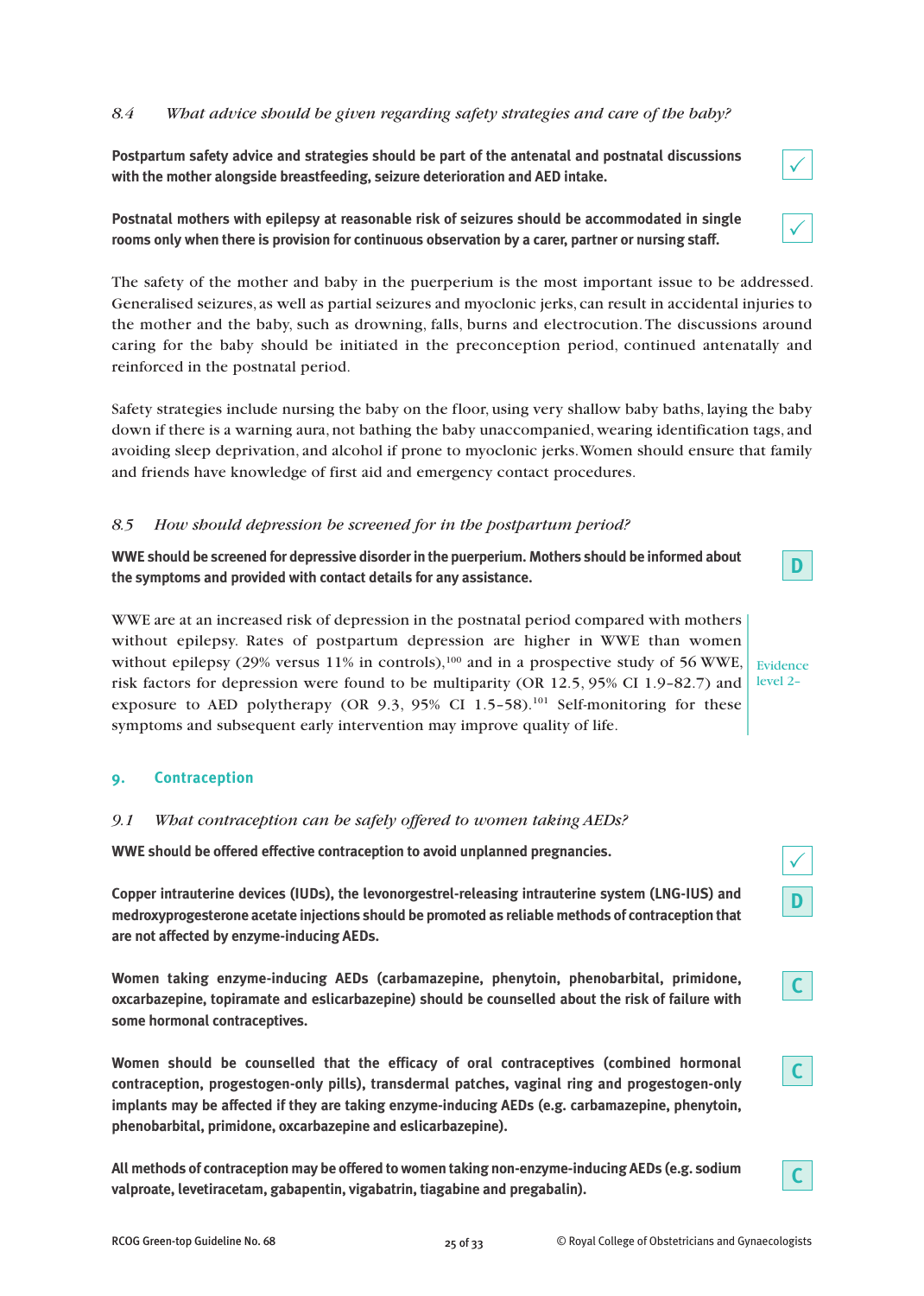### *8.4 What advice should be given regarding safety strategies and care of the baby?*

**Postpartum safety advice and strategies should be part of the antenatal and postnatal discussions with the mother alongside breastfeeding, seizure deterioration and AED intake.** ✓

**Postnatal mothers with epilepsy at reasonable risk of seizures should be accommodated in single rooms only when there is provision for continuous observation by a carer, partner or nursing staff.** ✓

The safety of the mother and baby in the puerperium is the most important issue to be addressed. Generalised seizures, as well as partial seizures and myoclonic jerks, can result in accidental injuries to the mother and the baby, such as drowning, falls, burns and electrocution. The discussions around caring for the baby should be initiated in the preconception period, continued antenatally and reinforced in the postnatal period.

Safety strategies include nursing the baby on the floor, using very shallow baby baths, laying the baby down if there is a warning aura, not bathing the baby unaccompanied, wearing identification tags, and avoiding sleep deprivation, and alcohol if prone to myoclonic jerks. Women should ensure that family and friends have knowledge of first aid and emergency contact procedures.

### *8.5 How should depression be screened for in the postpartum period?*

**WWE should be screened for depressive disorder in the puerperium. Mothers should be informed about the symptoms and provided with contact details for any assistance.** D

WWE are at an increased risk of depression in the postnatal period compared with mothers without epilepsy. Rates of postpartum depression are higher in WWE than women without epilepsy (29% versus 11% in controls),[100] and in a prospective study of 56 WWE, risk factors for depression were found to be multiparity (OR 12.5, 95% CI 1.9–82.7) and exposure to AED polytherapy (OR 9.3, 95% CI 1.5–58).[101] Self-monitoring for these symptoms and subsequent early intervention may improve quality of life.

Evidence level 2–

## 9. Contraception

### *9.1 What contraception can be safely offered to women taking AEDs?*

**WWE should be offered effective contraception to avoid unplanned pregnancies.** ✓

**Copper intrauterine devices (IUDs), the levonorgestrel-releasing intrauterine system (LNG-IUS) and medroxyprogesterone acetate injections should be promoted as reliable methods of contraception that are not affected by enzyme-inducing AEDs.** D

**Women taking enzyme-inducing AEDs (carbamazepine, phenytoin, phenobarbital, primidone, oxcarbazepine, topiramate and eslicarbazepine) should be counselled about the risk of failure with some hormonal contraceptives.** C

**Women should be counselled that the efficacy of oral contraceptives (combined hormonal contraception, progestogen-only pills), transdermal patches, vaginal ring and progestogen-only implants may be affected if they are taking enzyme-inducing AEDs (e.g. carbamazepine, phenytoin, phenobarbital, primidone, oxcarbazepine and eslicarbazepine).** C

**All methods of contraception may be offered to women taking non-enzyme-inducing AEDs (e.g. sodium valproate, levetiracetam, gabapentin, vigabatrin, tiagabine and pregabalin).** C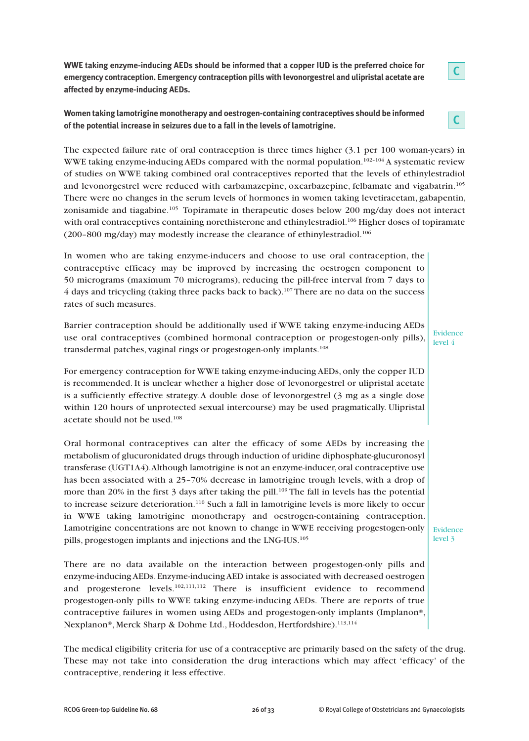**WWE taking enzyme-inducing AEDs should be informed that a copper IUD is the preferred choice for emergency contraception. Emergency contraception pills with levonorgestrel and ulipristal acetate are affected by enzyme-inducing AEDs.**

**C**

**Women taking lamotrigine monotherapy and oestrogen-containing contraceptives should be informed of the potential increase in seizures due to a fall in the levels of lamotrigine.**

**C**

The expected failure rate of oral contraception is three times higher (3.1 per 100 woman-years) in WWE taking enzyme-inducing AEDs compared with the normal population.[102–104] A systematic review of studies on WWE taking combined oral contraceptives reported that the levels of ethinylestradiol and levonorgestrel were reduced with carbamazepine, oxcarbazepine, felbamate and vigabatrin.[105] There were no changes in the serum levels of hormones in women taking levetiracetam, gabapentin, zonisamide and tiagabine.[105] Topiramate in therapeutic doses below 200 mg/day does not interact with oral contraceptives containing norethisterone and ethinylestradiol.[106] Higher doses of topiramate (200–800 mg/day) may modestly increase the clearance of ethinylestradiol.[106]

In women who are taking enzyme-inducers and choose to use oral contraception, the contraceptive efficacy may be improved by increasing the oestrogen component to 50 micrograms (maximum 70 micrograms), reducing the pill-free interval from 7 days to 4 days and tricycling (taking three packs back to back).[107] There are no data on the success rates of such measures.

Barrier contraception should be additionally used if WWE taking enzyme-inducing AEDs use oral contraceptives (combined hormonal contraception or progestogen-only pills), transdermal patches, vaginal rings or progestogen-only implants.[108]

For emergency contraception for WWE taking enzyme-inducing AEDs, only the copper IUD is recommended. It is unclear whether a higher dose of levonorgestrel or ulipristal acetate is a sufficiently effective strategy. A double dose of levonorgestrel (3 mg as a single dose within 120 hours of unprotected sexual intercourse) may be used pragmatically. Ulipristal acetate should not be used.[108]

Evidence level 4

Oral hormonal contraceptives can alter the efficacy of some AEDs by increasing the metabolism of glucuronidated drugs through induction of uridine diphosphate-glucuronosyl transferase (UGT1A4). Although lamotrigine is not an enzyme-inducer, oral contraceptive use has been associated with a 25–70% decrease in lamotrigine trough levels, with a drop of more than 20% in the first 3 days after taking the pill.[109] The fall in levels has the potential to increase seizure deterioration.[110] Such a fall in lamotrigine levels is more likely to occur in WWE taking lamotrigine monotherapy and oestrogen-containing contraception. Lamotrigine concentrations are not known to change in WWE receiving progestogen-only pills, progestogen implants and injections and the LNG-IUS.[105]

There are no data available on the interaction between progestogen-only pills and enzyme-inducing AEDs. Enzyme-inducing AED intake is associated with decreased oestrogen and progesterone levels.[102,111,112] There is insufficient evidence to recommend progestogen-only pills to WWE taking enzyme-inducing AEDs. There are reports of true contraceptive failures in women using AEDs and progestogen-only implants (Implanon®, Nexplanon®, Merck Sharp & Dohme Ltd., Hoddesdon, Hertfordshire).[113,114]

Evidence level 3

The medical eligibility criteria for use of a contraceptive are primarily based on the safety of the drug. These may not take into consideration the drug interactions which may affect 'efficacy' of the contraceptive, rendering it less effective.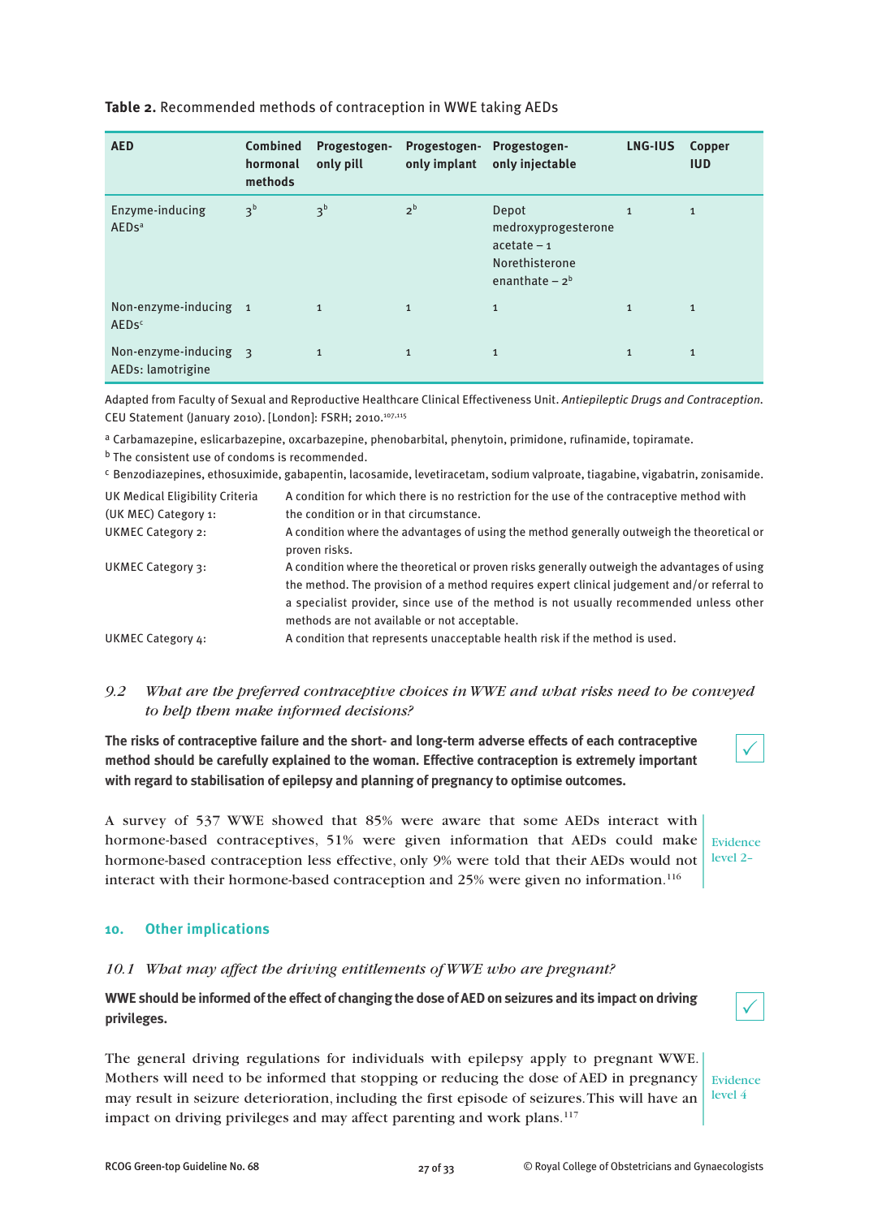**Table 2.** Recommended methods of contraception in WWE taking AEDs

| AED | Combined hormonal methods | Progestogen-only pill | Progestogen-only implant | Progestogen-only injectable | LNG-IUS | Copper IUD |
|---|---|---|---|---|---|---|
| Enzyme-inducing AEDs[a] | 3[b] | 3[b] | 2[b] | Depot medroxyprogesterone acetate – 1<br>Norethisterone enanthate – 2[b] | 1 | 1 |
| Non-enzyme-inducing AEDs[c] | 1 | 1 | 1 | 1 | 1 | 1 |
| Non-enzyme-inducing AEDs: lamotrigine | 3 | 1 | 1 | 1 | 1 | 1 |

Adapted from Faculty of Sexual and Reproductive Healthcare Clinical Effectiveness Unit. *Antiepileptic Drugs and Contraception.* CEU Statement (January 2010). [London]: FSRH; 2010.[107,115]

[a] Carbamazepine, eslicarbazepine, oxcarbazepine, phenobarbital, phenytoin, primidone, rufinamide, topiramate.

[b] The consistent use of condoms is recommended.

[c] Benzodiazepines, ethosuximide, gabapentin, lacosamide, levetiracetam, sodium valproate, tiagabine, vigabatrin, zonisamide.

UK Medical Eligibility Criteria (UK MEC) Category 1: A condition for which there is no restriction for the use of the contraceptive method with the condition or in that circumstance.

UKMEC Category 2: A condition where the advantages of using the method generally outweigh the theoretical or proven risks.

UKMEC Category 3: A condition where the theoretical or proven risks generally outweigh the advantages of using the method. The provision of a method requires expert clinical judgement and/or referral to a specialist provider, since use of the method is not usually recommended unless other methods are not available or not acceptable.

UKMEC Category 4: A condition that represents unacceptable health risk if the method is used.

### *9.2 What are the preferred contraceptive choices in WWE and what risks need to be conveyed to help them make informed decisions?*

**The risks of contraceptive failure and the short- and long-term adverse effects of each contraceptive method should be carefully explained to the woman. Effective contraception is extremely important with regard to stabilisation of epilepsy and planning of pregnancy to optimise outcomes.** ✓

A survey of 537 WWE showed that 85% were aware that some AEDs interact with hormone-based contraceptives, 51% were given information that AEDs could make hormone-based contraception less effective, only 9% were told that their AEDs would not interact with their hormone-based contraception and 25% were given no information.[116]

Evidence level 2–

## 10. Other implications

### *10.1 What may affect the driving entitlements of WWE who are pregnant?*

**WWE should be informed of the effect of changing the dose of AED on seizures and its impact on driving privileges.** ✓

The general driving regulations for individuals with epilepsy apply to pregnant WWE. Mothers will need to be informed that stopping or reducing the dose of AED in pregnancy may result in seizure deterioration, including the first episode of seizures. This will have an impact on driving privileges and may affect parenting and work plans.[117]

Evidence level 4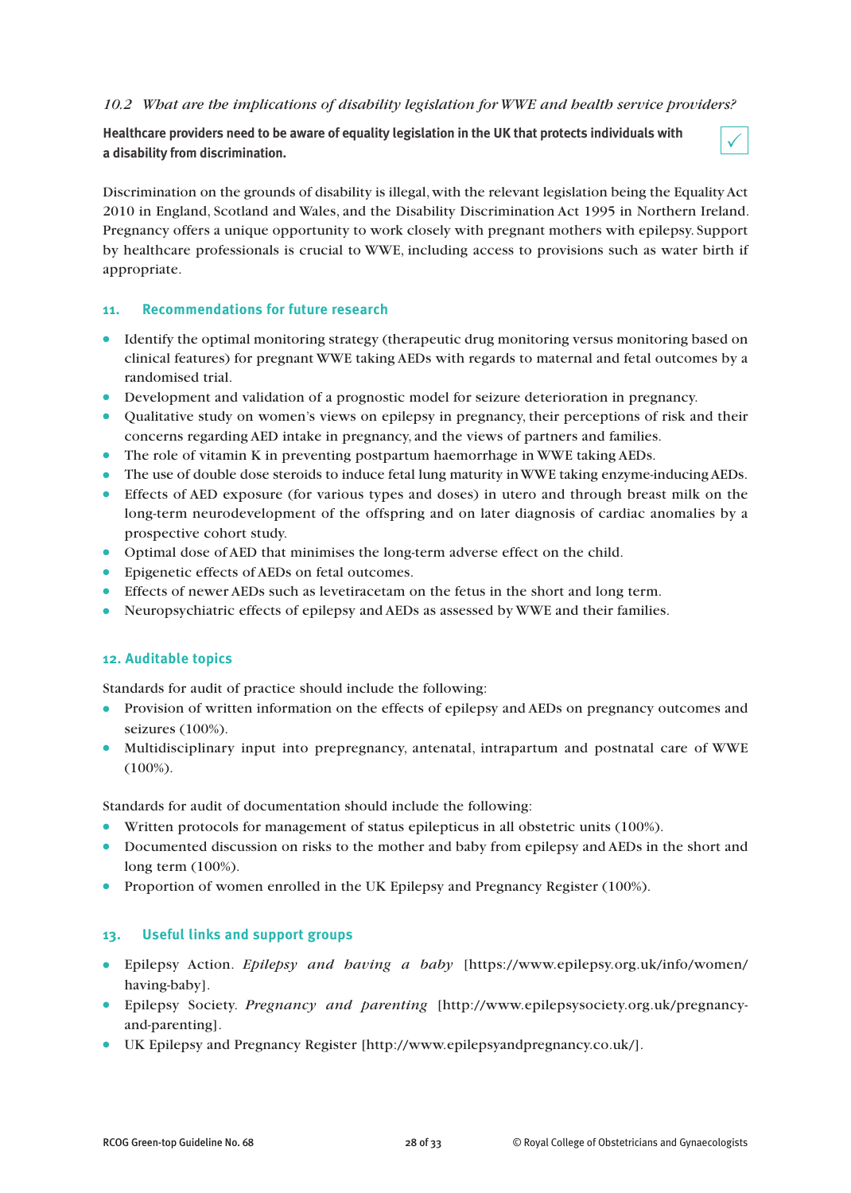### *10.2 What are the implications of disability legislation for WWE and health service providers?*

**Healthcare providers need to be aware of equality legislation in the UK that protects individuals with a disability from discrimination.** ✓

Discrimination on the grounds of disability is illegal, with the relevant legislation being the Equality Act 2010 in England, Scotland and Wales, and the Disability Discrimination Act 1995 in Northern Ireland. Pregnancy offers a unique opportunity to work closely with pregnant mothers with epilepsy. Support by healthcare professionals is crucial to WWE, including access to provisions such as water birth if appropriate.

## 11. Recommendations for future research

- Identify the optimal monitoring strategy (therapeutic drug monitoring versus monitoring based on clinical features) for pregnant WWE taking AEDs with regards to maternal and fetal outcomes by a randomised trial.
- Development and validation of a prognostic model for seizure deterioration in pregnancy.
- Qualitative study on women's views on epilepsy in pregnancy, their perceptions of risk and their concerns regarding AED intake in pregnancy, and the views of partners and families.
- The role of vitamin K in preventing postpartum haemorrhage in WWE taking AEDs.
- The use of double dose steroids to induce fetal lung maturity in WWE taking enzyme-inducing AEDs.
- Effects of AED exposure (for various types and doses) in utero and through breast milk on the long-term neurodevelopment of the offspring and on later diagnosis of cardiac anomalies by a prospective cohort study.
- Optimal dose of AED that minimises the long-term adverse effect on the child.
- Epigenetic effects of AEDs on fetal outcomes.
- Effects of newer AEDs such as levetiracetam on the fetus in the short and long term.
- Neuropsychiatric effects of epilepsy and AEDs as assessed by WWE and their families.

## 12. Auditable topics

Standards for audit of practice should include the following:

- Provision of written information on the effects of epilepsy and AEDs on pregnancy outcomes and seizures (100%).
- Multidisciplinary input into prepregnancy, antenatal, intrapartum and postnatal care of WWE (100%).

Standards for audit of documentation should include the following:

- Written protocols for management of status epilepticus in all obstetric units (100%).
- Documented discussion on risks to the mother and baby from epilepsy and AEDs in the short and long term (100%).
- Proportion of women enrolled in the UK Epilepsy and Pregnancy Register (100%).

## 13. Useful links and support groups

- Epilepsy Action. *Epilepsy and having a baby* [https://www.epilepsy.org.uk/info/women/having-baby].
- Epilepsy Society. *Pregnancy and parenting* [http://www.epilepsysociety.org.uk/pregnancy-and-parenting].
- UK Epilepsy and Pregnancy Register [http://www.epilepsyandpregnancy.co.uk/].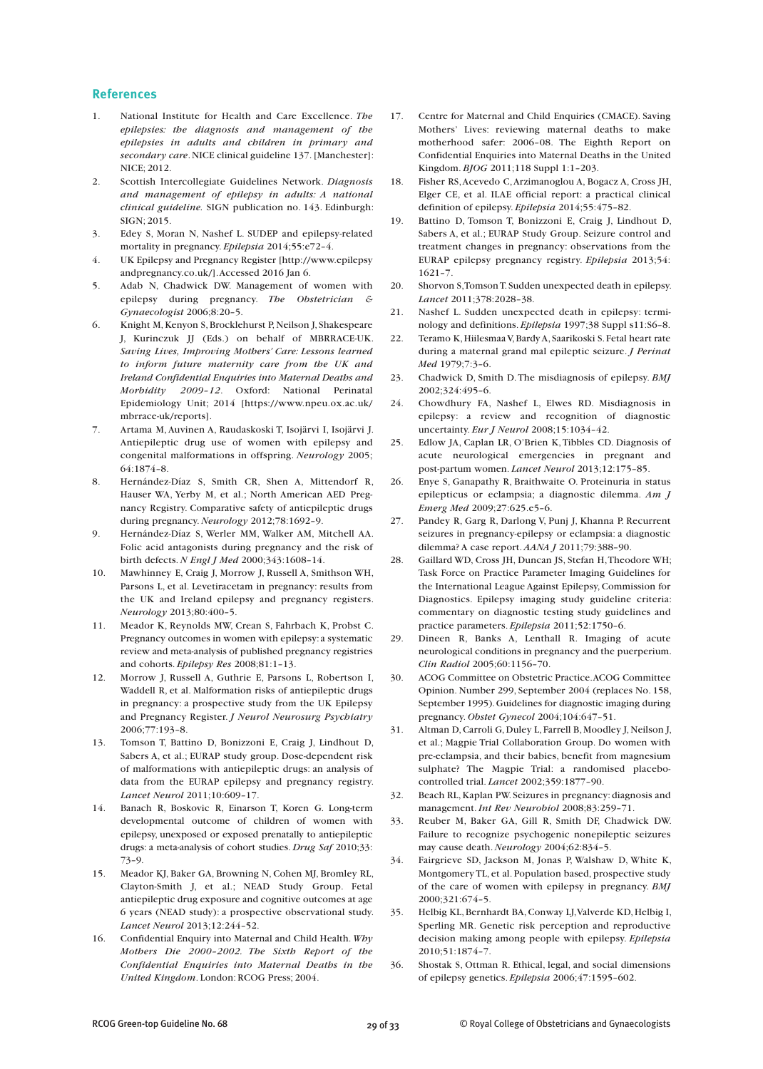## References

1. National Institute for Health and Care Excellence. *The epilepsies: the diagnosis and management of the epilepsies in adults and children in primary and secondary care*. NICE clinical guideline 137. [Manchester]: NICE; 2012.
2. Scottish Intercollegiate Guidelines Network. *Diagnosis and management of epilepsy in adults: A national clinical guideline.* SIGN publication no. 143. Edinburgh: SIGN; 2015.
3. Edey S, Moran N, Nashef L. SUDEP and epilepsy-related mortality in pregnancy. *Epilepsia* 2014;55:e72–4.
4. UK Epilepsy and Pregnancy Register [http://www.epilepsyandpregnancy.co.uk/]. Accessed 2016 Jan 6.
5. Adab N, Chadwick DW. Management of women with epilepsy during pregnancy. *The Obstetrician & Gynaecologist* 2006;8:20–5.
6. Knight M, Kenyon S, Brocklehurst P, Neilson J, Shakespeare J, Kurinczuk JJ (Eds.) on behalf of MBRRACE-UK. *Saving Lives, Improving Mothers' Care: Lessons learned to inform future maternity care from the UK and Ireland Confidential Enquiries into Maternal Deaths and Morbidity 2009–12*. Oxford: National Perinatal Epidemiology Unit; 2014 [https://www.npeu.ox.ac.uk/mbrrace-uk/reports].
7. Artama M, Auvinen A, Raudaskoski T, Isojärvi I, Isojärvi J. Antiepileptic drug use of women with epilepsy and congenital malformations in offspring. *Neurology* 2005; 64:1874–8.
8. Hernández-Díaz S, Smith CR, Shen A, Mittendorf R, Hauser WA, Yerby M, et al.; North American AED Pregnancy Registry. Comparative safety of antiepileptic drugs during pregnancy. *Neurology* 2012;78:1692–9.
9. Hernández-Díaz S, Werler MM, Walker AM, Mitchell AA. Folic acid antagonists during pregnancy and the risk of birth defects. *N Engl J Med* 2000;343:1608–14.
10. Mawhinney E, Craig J, Morrow J, Russell A, Smithson WH, Parsons L, et al. Levetiracetam in pregnancy: results from the UK and Ireland epilepsy and pregnancy registers. *Neurology* 2013;80:400–5.
11. Meador K, Reynolds MW, Crean S, Fahrbach K, Probst C. Pregnancy outcomes in women with epilepsy: a systematic review and meta-analysis of published pregnancy registries and cohorts. *Epilepsy Res* 2008;81:1–13.
12. Morrow J, Russell A, Guthrie E, Parsons L, Robertson I, Waddell R, et al. Malformation risks of antiepileptic drugs in pregnancy: a prospective study from the UK Epilepsy and Pregnancy Register. *J Neurol Neurosurg Psychiatry* 2006;77:193–8.
13. Tomson T, Battino D, Bonizzoni E, Craig J, Lindhout D, Sabers A, et al.; EURAP study group. Dose-dependent risk of malformations with antiepileptic drugs: an analysis of data from the EURAP epilepsy and pregnancy registry. *Lancet Neurol* 2011;10:609–17.
14. Banach R, Boskovic R, Einarson T, Koren G. Long-term developmental outcome of children of women with epilepsy, unexposed or exposed prenatally to antiepileptic drugs: a meta-analysis of cohort studies. *Drug Saf* 2010;33: 73–9.
15. Meador KJ, Baker GA, Browning N, Cohen MJ, Bromley RL, Clayton-Smith J, et al.; NEAD Study Group. Fetal antiepileptic drug exposure and cognitive outcomes at age 6 years (NEAD study): a prospective observational study. *Lancet Neurol* 2013;12:244–52.
16. Confidential Enquiry into Maternal and Child Health. *Why Mothers Die 2000–2002. The Sixth Report of the Confidential Enquiries into Maternal Deaths in the United Kingdom*. London: RCOG Press; 2004.
17. Centre for Maternal and Child Enquiries (CMACE). Saving Mothers' Lives: reviewing maternal deaths to make motherhood safer: 2006–08. The Eighth Report on Confidential Enquiries into Maternal Deaths in the United Kingdom. *BJOG* 2011;118 Suppl 1:1–203.
18. Fisher RS, Acevedo C, Arzimanoglou A, Bogacz A, Cross JH, Elger CE, et al. ILAE official report: a practical clinical definition of epilepsy. *Epilepsia* 2014;55:475–82.
19. Battino D, Tomson T, Bonizzoni E, Craig J, Lindhout D, Sabers A, et al.; EURAP Study Group. Seizure control and treatment changes in pregnancy: observations from the EURAP epilepsy pregnancy registry. *Epilepsia* 2013;54: 1621–7.
20. Shorvon S, Tomson T. Sudden unexpected death in epilepsy. *Lancet* 2011;378:2028–38.
21. Nashef L. Sudden unexpected death in epilepsy: terminology and definitions. *Epilepsia* 1997;38 Suppl s11:S6–8.
22. Teramo K, Hiilesmaa V, Bardy A, Saarikoski S. Fetal heart rate during a maternal grand mal epileptic seizure. *J Perinat Med* 1979;7:3–6.
23. Chadwick D, Smith D. The misdiagnosis of epilepsy. *BMJ* 2002;324:495–6.
24. Chowdhury FA, Nashef L, Elwes RD. Misdiagnosis in epilepsy: a review and recognition of diagnostic uncertainty. *Eur J Neurol* 2008;15:1034–42.
25. Edlow JA, Caplan LR, O'Brien K, Tibbles CD. Diagnosis of acute neurological emergencies in pregnant and post-partum women. *Lancet Neurol* 2013;12:175–85.
26. Enye S, Ganapathy R, Braithwaite O. Proteinuria in status epilepticus or eclampsia; a diagnostic dilemma. *Am J Emerg Med* 2009;27:625.e5–6.
27. Pandey R, Garg R, Darlong V, Punj J, Khanna P. Recurrent seizures in pregnancy-epilepsy or eclampsia: a diagnostic dilemma? A case report. *AANA J* 2011;79:388–90.
28. Gaillard WD, Cross JH, Duncan JS, Stefan H, Theodore WH; Task Force on Practice Parameter Imaging Guidelines for the International League Against Epilepsy, Commission for Diagnostics. Epilepsy imaging study guideline criteria: commentary on diagnostic testing study guidelines and practice parameters. *Epilepsia* 2011;52:1750–6.
29. Dineen R, Banks A, Lenthall R. Imaging of acute neurological conditions in pregnancy and the puerperium. *Clin Radiol* 2005;60:1156–70.
30. ACOG Committee on Obstetric Practice. ACOG Committee Opinion. Number 299, September 2004 (replaces No. 158, September 1995). Guidelines for diagnostic imaging during pregnancy. *Obstet Gynecol* 2004;104:647–51.
31. Altman D, Carroli G, Duley L, Farrell B, Moodley J, Neilson J, et al.; Magpie Trial Collaboration Group. Do women with pre-eclampsia, and their babies, benefit from magnesium sulphate? The Magpie Trial: a randomised placebo-controlled trial. *Lancet* 2002;359:1877–90.
32. Beach RL, Kaplan PW. Seizures in pregnancy: diagnosis and management. *Int Rev Neurobiol* 2008;83:259–71.
33. Reuber M, Baker GA, Gill R, Smith DF, Chadwick DW. Failure to recognize psychogenic nonepileptic seizures may cause death. *Neurology* 2004;62:834–5.
34. Fairgrieve SD, Jackson M, Jonas P, Walshaw D, White K, Montgomery TL, et al. Population based, prospective study of the care of women with epilepsy in pregnancy. *BMJ* 2000;321:674–5.
35. Helbig KL, Bernhardt BA, Conway LJ, Valverde KD, Helbig I, Sperling MR. Genetic risk perception and reproductive decision making among people with epilepsy. *Epilepsia* 2010;51:1874–7.
36. Shostak S, Ottman R. Ethical, legal, and social dimensions of epilepsy genetics. *Epilepsia* 2006;47:1595–602.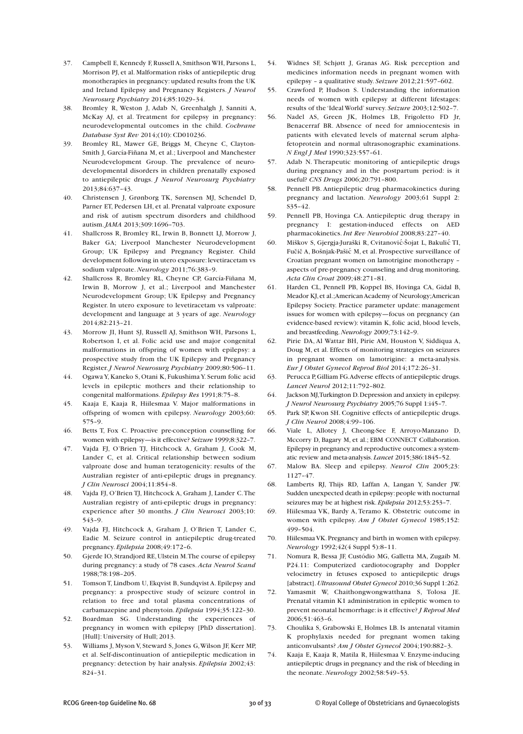37. Campbell E, Kennedy F, Russell A, Smithson WH, Parsons L, Morrison PJ, et al. Malformation risks of antiepileptic drug monotherapies in pregnancy: updated results from the UK and Ireland Epilepsy and Pregnancy Registers. *J Neurol Neurosurg Psychiatry* 2014;85:1029–34.
38. Bromley R, Weston J, Adab N, Greenhalgh J, Sanniti A, McKay AJ, et al. Treatment for epilepsy in pregnancy: neurodevelopmental outcomes in the child. *Cochrane Database Syst Rev* 2014;(10): CD010236.
39. Bromley RL, Mawer GE, Briggs M, Cheyne C, Clayton-Smith J, García-Fiñana M, et al.; Liverpool and Manchester Neurodevelopment Group. The prevalence of neurodevelopmental disorders in children prenatally exposed to antiepileptic drugs. *J Neurol Neurosurg Psychiatry* 2013;84:637–43.
40. Christensen J, Grønborg TK, Sørensen MJ, Schendel D, Parner ET, Pedersen LH, et al. Prenatal valproate exposure and risk of autism spectrum disorders and childhood autism. *JAMA* 2013;309:1696–703.
41. Shallcross R, Bromley RL, Irwin B, Bonnett LJ, Morrow J, Baker GA; Liverpool Manchester Neurodevelopment Group; UK Epilepsy and Pregnancy Register. Child development following in utero exposure: levetiracetam vs sodium valproate. *Neurology* 2011;76:383–9.
42. Shallcross R, Bromley RL, Cheyne CP, García-Fiñana M, Irwin B, Morrow J, et al.; Liverpool and Manchester Neurodevelopment Group; UK Epilepsy and Pregnancy Register. In utero exposure to levetiracetam vs valproate: development and language at 3 years of age. *Neurology* 2014;82:213–21.
43. Morrow JI, Hunt SJ, Russell AJ, Smithson WH, Parsons L, Robertson I, et al. Folic acid use and major congenital malformations in offspring of women with epilepsy: a prospective study from the UK Epilepsy and Pregnancy Register. *J Neurol Neurosurg Psychiatry* 2009;80:506–11.
44. Ogawa Y, Kaneko S, Otani K, Fukushima Y. Serum folic acid levels in epileptic mothers and their relationship to congenital malformations. *Epilepsy Res* 1991;8:75–8.
45. Kaaja E, Kaaja R, Hiilesmaa V. Major malformations in offspring of women with epilepsy. *Neurology* 2003;60: 575–9.
46. Betts T, Fox C. Proactive pre-conception counselling for women with epilepsy—is it effective? *Seizure* 1999;8:322–7.
47. Vajda FJ, O'Brien TJ, Hitchcock A, Graham J, Cook M, Lander C, et al. Critical relationship between sodium valproate dose and human teratogenicity: results of the Australian register of anti-epileptic drugs in pregnancy. *J Clin Neurosci* 2004;11:854–8.
48. Vajda FJ, O'Brien TJ, Hitchcock A, Graham J, Lander C. The Australian registry of anti-epileptic drugs in pregnancy: experience after 30 months. *J Clin Neurosci* 2003;10: 543–9.
49. Vajda FJ, Hitchcock A, Graham J, O'Brien T, Lander C, Eadie M. Seizure control in antiepileptic drug-treated pregnancy. *Epilepsia* 2008;49:172–6.
50. Gjerde IO, Strandjord RE, Ulstein M. The course of epilepsy during pregnancy: a study of 78 cases. *Acta Neurol Scand* 1988;78:198–205.
51. Tomson T, Lindbom U, Ekqvist B, Sundqvist A. Epilepsy and pregnancy: a prospective study of seizure control in relation to free and total plasma concentrations of carbamazepine and phenytoin. *Epilepsia* 1994;35:122–30.
52. Boardman SG. Understanding the experiences of pregnancy in women with epilepsy [PhD dissertation]. [Hull]: University of Hull; 2013.
53. Williams J, Myson V, Steward S, Jones G, Wilson JF, Kerr MP, et al. Self-discontinuation of antiepileptic medication in pregnancy: detection by hair analysis. *Epilepsia* 2002;43: 824–31.
54. Widnes SF, Schjøtt J, Granas AG. Risk perception and medicines information needs in pregnant women with epilepsy – a qualitative study. *Seizure* 2012;21:597–602.
55. Crawford P, Hudson S. Understanding the information needs of women with epilepsy at different lifestages: results of the 'Ideal World' survey. *Seizure* 2003;12:502–7.
56. Nadel AS, Green JK, Holmes LB, Frigoletto FD Jr, Benacerraf BR. Absence of need for amniocentesis in patients with elevated levels of maternal serum alpha-fetoprotein and normal ultrasonographic examinations. *N Engl J Med* 1990;323:557–61.
57. Adab N. Therapeutic monitoring of antiepileptic drugs during pregnancy and in the postpartum period: is it useful? *CNS Drugs* 2006;20:791–800.
58. Pennell PB. Antiepileptic drug pharmacokinetics during pregnancy and lactation. *Neurology* 2003;61 Suppl 2: S35–42.
59. Pennell PB, Hovinga CA. Antiepileptic drug therapy in pregnancy I: gestation-induced effects on AED pharmacokinetics. *Int Rev Neurobiol* 2008;83:227–40.
60. Miškov S, Gjergja-Juraški R, Cvitanović-Šojat L, Bakulić TI, Fučić A, Bošnjak-Pašić M, et al. Prospective surveillance of Croatian pregnant women on lamotrigine monotherapy – aspects of pre-pregnancy counseling and drug monitoring. *Acta Clin Croat* 2009;48:271–81.
61. Harden CL, Pennell PB, Koppel BS, Hovinga CA, Gidal B, Meador KJ, et al.;American Academy of Neurology;American Epilepsy Society. Practice parameter update: management issues for women with epilepsy—focus on pregnancy (an evidence-based review): vitamin K, folic acid, blood levels, and breastfeeding. *Neurology* 2009;73:142–9.
62. Pirie DA, Al Wattar BH, Pirie AM, Houston V, Siddiqua A, Doug M, et al. Effects of monitoring strategies on seizures in pregnant women on lamotrigine: a meta-analysis. *Eur J Obstet Gynecol Reprod Biol* 2014;172:26–31.
63. Perucca P, Gilliam FG. Adverse effects of antiepileptic drugs. *Lancet Neurol* 2012;11:792–802.
64. Jackson MJ, Turkington D. Depression and anxiety in epilepsy. *J Neurol Neurosurg Psychiatry* 2005;76 Suppl 1:i45–7.
65. Park SP, Kwon SH. Cognitive effects of antiepileptic drugs. *J Clin Neurol* 2008;4:99–106.
66. Viale L, Allotey J, Cheong-See F, Arroyo-Manzano D, Mccorry D, Bagary M, et al.; EBM CONNECT Collaboration. Epilepsy in pregnancy and reproductive outcomes: a systematic review and meta-analysis. *Lancet* 2015;386:1845–52.
67. Malow BA. Sleep and epilepsy. *Neurol Clin* 2005;23: 1127–47.
68. Lamberts RJ, Thijs RD, Laffan A, Langan Y, Sander JW. Sudden unexpected death in epilepsy: people with nocturnal seizures may be at highest risk. *Epilepsia* 2012;53:253–7.
69. Hiilesmaa VK, Bardy A, Teramo K. Obstetric outcome in women with epilepsy. *Am J Obstet Gynecol* 1985;152: 499–504.
70. Hiilesmaa VK. Pregnancy and birth in women with epilepsy. *Neurology* 1992;42(4 Suppl 5):8–11.
71. Nomura R, Bessa JF, Custódio MG, Galletta MA, Zugaib M. P24.11: Computerized cardiotocography and Doppler velocimetry in fetuses exposed to antiepileptic drugs [abstract]. *Ultrasound Obstet Gynecol* 2010;36 Suppl 1:262.
72. Yamasmit W, Chaithongwongwatthana S, Tolosa JE. Prenatal vitamin K1 administration in epileptic women to prevent neonatal hemorrhage: is it effective? *J Reprod Med* 2006;51:463–6.
73. Choulika S, Grabowski E, Holmes LB. Is antenatal vitamin K prophylaxis needed for pregnant women taking anticonvulsants? *Am J Obstet Gynecol* 2004;190:882–3.
74. Kaaja E, Kaaja R, Matila R, Hiilesmaa V. Enzyme-inducing antiepileptic drugs in pregnancy and the risk of bleeding in the neonate. *Neurology* 2002;58:549–53.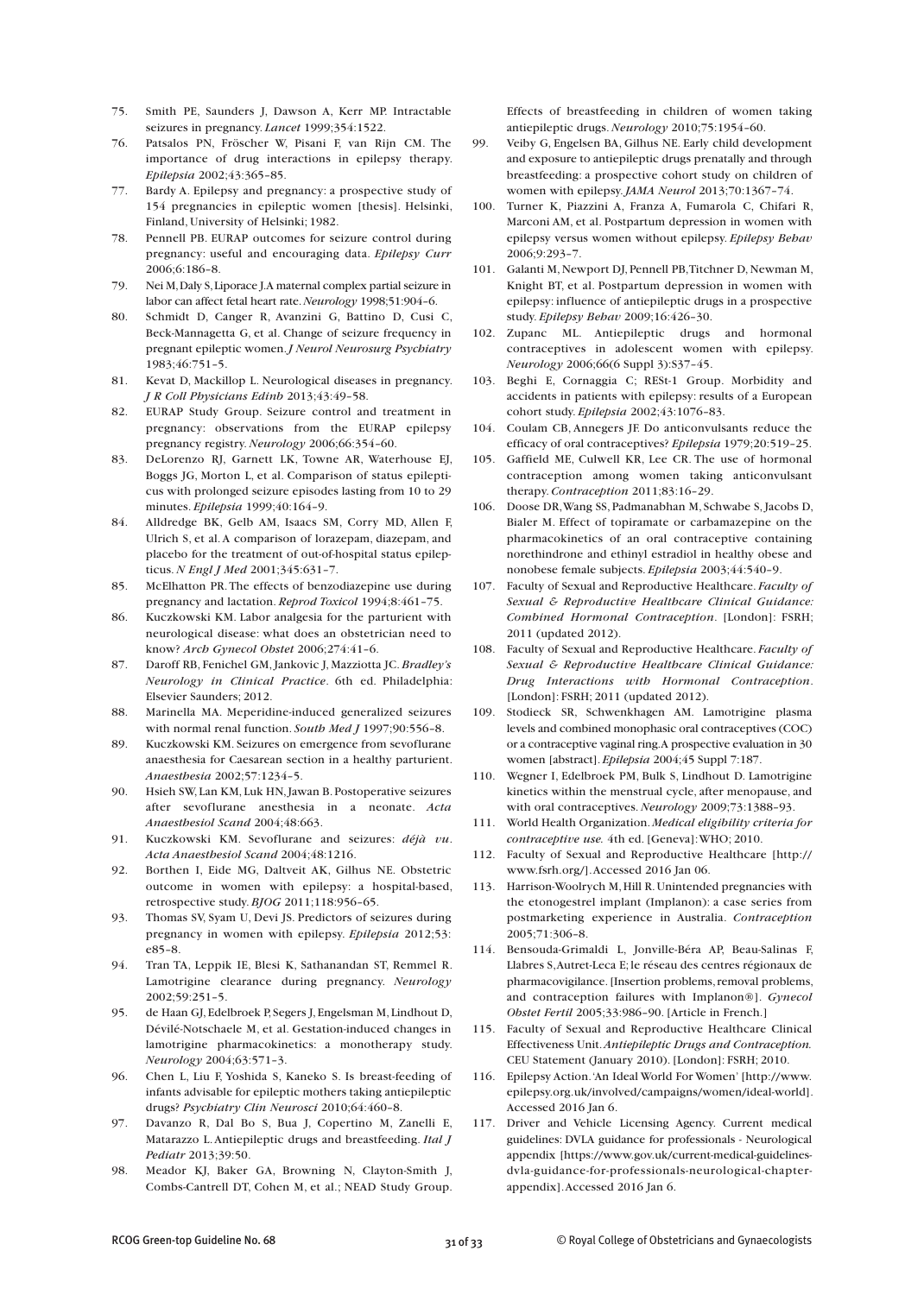75. Smith PE, Saunders J, Dawson A, Kerr MP. Intractable seizures in pregnancy. *Lancet* 1999;354:1522.
76. Patsalos PN, Fröscher W, Pisani F, van Rijn CM. The importance of drug interactions in epilepsy therapy. *Epilepsia* 2002;43:365–85.
77. Bardy A. Epilepsy and pregnancy: a prospective study of 154 pregnancies in epileptic women [thesis]. Helsinki, Finland, University of Helsinki; 1982.
78. Pennell PB. EURAP outcomes for seizure control during pregnancy: useful and encouraging data. *Epilepsy Curr* 2006;6:186–8.
79. Nei M, Daly S, Liporace J. A maternal complex partial seizure in labor can affect fetal heart rate. *Neurology* 1998;51:904–6.
80. Schmidt D, Canger R, Avanzini G, Battino D, Cusi C, Beck-Mannagetta G, et al. Change of seizure frequency in pregnant epileptic women. *J Neurol Neurosurg Psychiatry* 1983;46:751–5.
81. Kevat D, Mackillop L. Neurological diseases in pregnancy. *J R Coll Physicians Edinb* 2013;43:49–58.
82. EURAP Study Group. Seizure control and treatment in pregnancy: observations from the EURAP epilepsy pregnancy registry. *Neurology* 2006;66:354–60.
83. DeLorenzo RJ, Garnett LK, Towne AR, Waterhouse EJ, Boggs JG, Morton L, et al. Comparison of status epilepticus with prolonged seizure episodes lasting from 10 to 29 minutes. *Epilepsia* 1999;40:164–9.
84. Alldredge BK, Gelb AM, Isaacs SM, Corry MD, Allen F, Ulrich S, et al. A comparison of lorazepam, diazepam, and placebo for the treatment of out-of-hospital status epilepticus. *N Engl J Med* 2001;345:631–7.
85. McElhatton PR. The effects of benzodiazepine use during pregnancy and lactation. *Reprod Toxicol* 1994;8:461–75.
86. Kuczkowski KM. Labor analgesia for the parturient with neurological disease: what does an obstetrician need to know? *Arch Gynecol Obstet* 2006;274:41–6.
87. Daroff RB, Fenichel GM, Jankovic J, Mazziotta JC. *Bradley's Neurology in Clinical Practice*. 6th ed. Philadelphia: Elsevier Saunders; 2012.
88. Marinella MA. Meperidine-induced generalized seizures with normal renal function. *South Med J* 1997;90:556–8.
89. Kuczkowski KM. Seizures on emergence from sevoflurane anaesthesia for Caesarean section in a healthy parturient. *Anaesthesia* 2002;57:1234–5.
90. Hsieh SW, Lan KM, Luk HN, Jawan B. Postoperative seizures after sevoflurane anesthesia in a neonate. *Acta Anaesthesiol Scand* 2004;48:663.
91. Kuczkowski KM. Sevoflurane and seizures: *déjà vu*. *Acta Anaesthesiol Scand* 2004;48:1216.
92. Borthen I, Eide MG, Daltveit AK, Gilhus NE. Obstetric outcome in women with epilepsy: a hospital-based, retrospective study. *BJOG* 2011;118:956–65.
93. Thomas SV, Syam U, Devi JS. Predictors of seizures during pregnancy in women with epilepsy. *Epilepsia* 2012;53: e85–8.
94. Tran TA, Leppik IE, Blesi K, Sathanandan ST, Remmel R. Lamotrigine clearance during pregnancy. *Neurology* 2002;59:251–5.
95. de Haan GJ, Edelbroek P, Segers J, Engelsman M, Lindhout D, Dévilé-Notschaele M, et al. Gestation-induced changes in lamotrigine pharmacokinetics: a monotherapy study. *Neurology* 2004;63:571–3.
96. Chen L, Liu F, Yoshida S, Kaneko S. Is breast-feeding of infants advisable for epileptic mothers taking antiepileptic drugs? *Psychiatry Clin Neurosci* 2010;64:460–8.
97. Davanzo R, Dal Bo S, Bua J, Copertino M, Zanelli E, Matarazzo L. Antiepileptic drugs and breastfeeding. *Ital J Pediatr* 2013;39:50.
98. Meador KJ, Baker GA, Browning N, Clayton-Smith J, Combs-Cantrell DT, Cohen M, et al.; NEAD Study Group. Effects of breastfeeding in children of women taking antiepileptic drugs. *Neurology* 2010;75:1954–60.
99. Veiby G, Engelsen BA, Gilhus NE. Early child development and exposure to antiepileptic drugs prenatally and through breastfeeding: a prospective cohort study on children of women with epilepsy. *JAMA Neurol* 2013;70:1367–74.
100. Turner K, Piazzini A, Franza A, Fumarola C, Chifari R, Marconi AM, et al. Postpartum depression in women with epilepsy versus women without epilepsy. *Epilepsy Behav* 2006;9:293–7.
101. Galanti M, Newport DJ, Pennell PB, Titchner D, Newman M, Knight BT, et al. Postpartum depression in women with epilepsy: influence of antiepileptic drugs in a prospective study. *Epilepsy Behav* 2009;16:426–30.
102. Zupanc ML. Antiepileptic drugs and hormonal contraceptives in adolescent women with epilepsy. *Neurology* 2006;66(6 Suppl 3):S37–45.
103. Beghi E, Cornaggia C; RESt-1 Group. Morbidity and accidents in patients with epilepsy: results of a European cohort study. *Epilepsia* 2002;43:1076–83.
104. Coulam CB, Annegers JF. Do anticonvulsants reduce the efficacy of oral contraceptives? *Epilepsia* 1979;20:519–25.
105. Gaffield ME, Culwell KR, Lee CR. The use of hormonal contraception among women taking anticonvulsant therapy. *Contraception* 2011;83:16–29.
106. Doose DR, Wang SS, Padmanabhan M, Schwabe S, Jacobs D, Bialer M. Effect of topiramate or carbamazepine on the pharmacokinetics of an oral contraceptive containing norethindrone and ethinyl estradiol in healthy obese and nonobese female subjects. *Epilepsia* 2003;44:540–9.
107. Faculty of Sexual and Reproductive Healthcare. *Faculty of Sexual & Reproductive Healthcare Clinical Guidance: Combined Hormonal Contraception*. [London]: FSRH; 2011 (updated 2012).
108. Faculty of Sexual and Reproductive Healthcare. *Faculty of Sexual & Reproductive Healthcare Clinical Guidance: Drug Interactions with Hormonal Contraception*. [London]: FSRH; 2011 (updated 2012).
109. Stodieck SR, Schwenkhagen AM. Lamotrigine plasma levels and combined monophasic oral contraceptives (COC) or a contraceptive vaginal ring. A prospective evaluation in 30 women [abstract]. *Epilepsia* 2004;45 Suppl 7:187.
110. Wegner I, Edelbroek PM, Bulk S, Lindhout D. Lamotrigine kinetics within the menstrual cycle, after menopause, and with oral contraceptives. *Neurology* 2009;73:1388–93.
111. World Health Organization. *Medical eligibility criteria for contraceptive use.* 4th ed. [Geneva]: WHO; 2010.
112. Faculty of Sexual and Reproductive Healthcare [http://www.fsrh.org/]. Accessed 2016 Jan 06.
113. Harrison-Woolrych M, Hill R. Unintended pregnancies with the etonogestrel implant (Implanon): a case series from postmarketing experience in Australia. *Contraception* 2005;71:306–8.
114. Bensouda-Grimaldi L, Jonville-Béra AP, Beau-Salinas F, Llabres S, Autret-Leca E; le réseau des centres régionaux de pharmacovigilance. [Insertion problems, removal problems, and contraception failures with Implanon®]. *Gynecol Obstet Fertil* 2005;33:986–90. [Article in French.]
115. Faculty of Sexual and Reproductive Healthcare Clinical Effectiveness Unit. *Antiepileptic Drugs and Contraception.* CEU Statement (January 2010). [London]: FSRH; 2010.
116. Epilepsy Action. 'An Ideal World For Women' [http://www.epilepsy.org.uk/involved/campaigns/women/ideal-world]. Accessed 2016 Jan 6.
117. Driver and Vehicle Licensing Agency. Current medical guidelines: DVLA guidance for professionals - Neurological appendix [https://www.gov.uk/current-medical-guidelines-dvla-guidance-for-professionals-neurological-chapter-appendix]. Accessed 2016 Jan 6.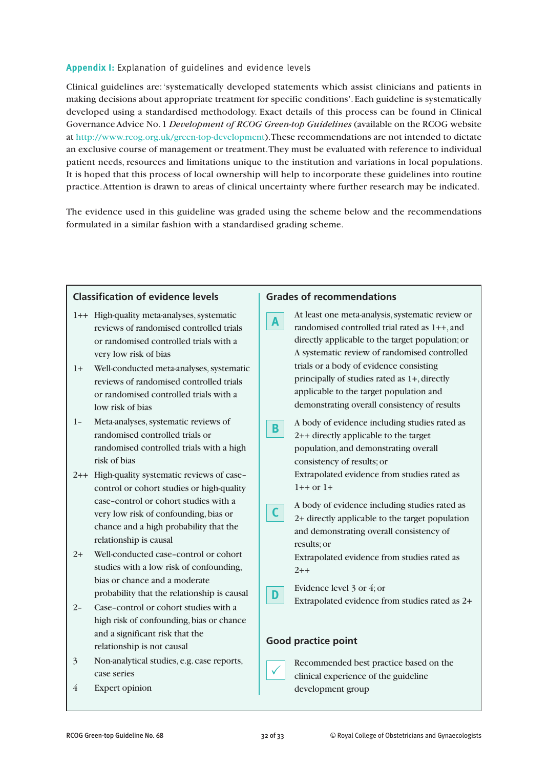## Appendix I: Explanation of guidelines and evidence levels

Clinical guidelines are: 'systematically developed statements which assist clinicians and patients in making decisions about appropriate treatment for specific conditions'. Each guideline is systematically developed using a standardised methodology. Exact details of this process can be found in Clinical Governance Advice No. 1 *Development of RCOG Green-top Guidelines* (available on the RCOG website at http://www.rcog.org.uk/green-top-development). These recommendations are not intended to dictate an exclusive course of management or treatment. They must be evaluated with reference to individual patient needs, resources and limitations unique to the institution and variations in local populations. It is hoped that this process of local ownership will help to incorporate these guidelines into routine practice. Attention is drawn to areas of clinical uncertainty where further research may be indicated.

The evidence used in this guideline was graded using the scheme below and the recommendations formulated in a similar fashion with a standardised grading scheme.

### Classification of evidence levels

| Level | Description |
|---|---|
| 1++ | High-quality meta-analyses, systematic reviews of randomised controlled trials or randomised controlled trials with a very low risk of bias |
| 1+ | Well-conducted meta-analyses, systematic reviews of randomised controlled trials or randomised controlled trials with a low risk of bias |
| 1– | Meta-analyses, systematic reviews of randomised controlled trials or randomised controlled trials with a high risk of bias |
| 2++ | High-quality systematic reviews of case–control or cohort studies or high-quality case–control or cohort studies with a very low risk of confounding, bias or chance and a high probability that the relationship is causal |
| 2+ | Well-conducted case–control or cohort studies with a low risk of confounding, bias or chance and a moderate probability that the relationship is causal |
| 2– | Case–control or cohort studies with a high risk of confounding, bias or chance and a significant risk that the relationship is not causal |
| 3 | Non-analytical studies, e.g. case reports, case series |
| 4 | Expert opinion |

### Grades of recommendations

| Grade | Description |
|---|---|
| A | At least one meta-analysis, systematic review or randomised controlled trial rated as 1++, and directly applicable to the target population; or A systematic review of randomised controlled trials or a body of evidence consisting principally of studies rated as 1+, directly applicable to the target population and demonstrating overall consistency of results |
| B | A body of evidence including studies rated as 2++ directly applicable to the target population, and demonstrating overall consistency of results; or Extrapolated evidence from studies rated as 1++ or 1+ |
| C | A body of evidence including studies rated as 2+ directly applicable to the target population and demonstrating overall consistency of results; or Extrapolated evidence from studies rated as 2++ |
| D | Evidence level 3 or 4; or Extrapolated evidence from studies rated as 2+ |

### Good practice point

| | |
|---|---|
| ✓ | Recommended best practice based on the clinical experience of the guideline development group |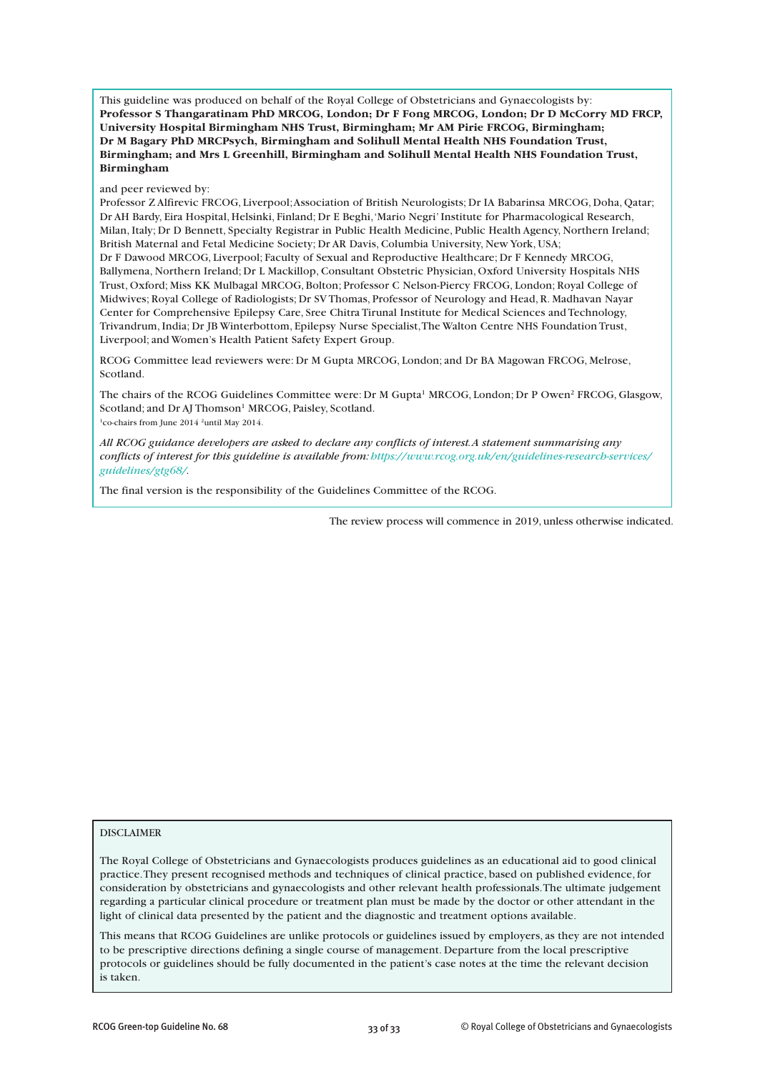This guideline was produced on behalf of the Royal College of Obstetricians and Gynaecologists by:
**Professor S Thangaratinam PhD MRCOG, London; Dr F Fong MRCOG, London; Dr D McCorry MD FRCP, University Hospital Birmingham NHS Trust, Birmingham; Mr AM Pirie FRCOG, Birmingham; Dr M Bagary PhD MRCPsych, Birmingham and Solihull Mental Health NHS Foundation Trust, Birmingham; and Mrs L Greenhill, Birmingham and Solihull Mental Health NHS Foundation Trust, Birmingham**

and peer reviewed by:
Professor Z Alfirevic FRCOG, Liverpool; Association of British Neurologists; Dr IA Babarinsa MRCOG, Doha, Qatar; Dr AH Bardy, Eira Hospital, Helsinki, Finland; Dr E Beghi, 'Mario Negri' Institute for Pharmacological Research, Milan, Italy; Dr D Bennett, Specialty Registrar in Public Health Medicine, Public Health Agency, Northern Ireland; British Maternal and Fetal Medicine Society; Dr AR Davis, Columbia University, New York, USA; Dr F Dawood MRCOG, Liverpool; Faculty of Sexual and Reproductive Healthcare; Dr F Kennedy MRCOG, Ballymena, Northern Ireland; Dr L Mackillop, Consultant Obstetric Physician, Oxford University Hospitals NHS Trust, Oxford; Miss KK Mulbagal MRCOG, Bolton; Professor C Nelson-Piercy FRCOG, London; Royal College of Midwives; Royal College of Radiologists; Dr SV Thomas, Professor of Neurology and Head, R. Madhavan Nayar Center for Comprehensive Epilepsy Care, Sree Chitra Tirunal Institute for Medical Sciences and Technology, Trivandrum, India; Dr JB Winterbottom, Epilepsy Nurse Specialist, The Walton Centre NHS Foundation Trust, Liverpool; and Women's Health Patient Safety Expert Group.

RCOG Committee lead reviewers were: Dr M Gupta MRCOG, London; and Dr BA Magowan FRCOG, Melrose, Scotland.

The chairs of the RCOG Guidelines Committee were: Dr M Gupta[1] MRCOG, London; Dr P Owen[2] FRCOG, Glasgow, Scotland; and Dr AJ Thomson[1] MRCOG, Paisley, Scotland.
[1]co-chairs from June 2014 [2]until May 2014.

*All RCOG guidance developers are asked to declare any conflicts of interest. A statement summarising any conflicts of interest for this guideline is available from: https://www.rcog.org.uk/en/guidelines-research-services/guidelines/gtg68/.*

The final version is the responsibility of the Guidelines Committee of the RCOG.

The review process will commence in 2019, unless otherwise indicated.

DISCLAIMER

The Royal College of Obstetricians and Gynaecologists produces guidelines as an educational aid to good clinical practice. They present recognised methods and techniques of clinical practice, based on published evidence, for consideration by obstetricians and gynaecologists and other relevant health professionals. The ultimate judgement regarding a particular clinical procedure or treatment plan must be made by the doctor or other attendant in the light of clinical data presented by the patient and the diagnostic and treatment options available.

This means that RCOG Guidelines are unlike protocols or guidelines issued by employers, as they are not intended to be prescriptive directions defining a single course of management. Departure from the local prescriptive protocols or guidelines should be fully documented in the patient's case notes at the time the relevant decision is taken.